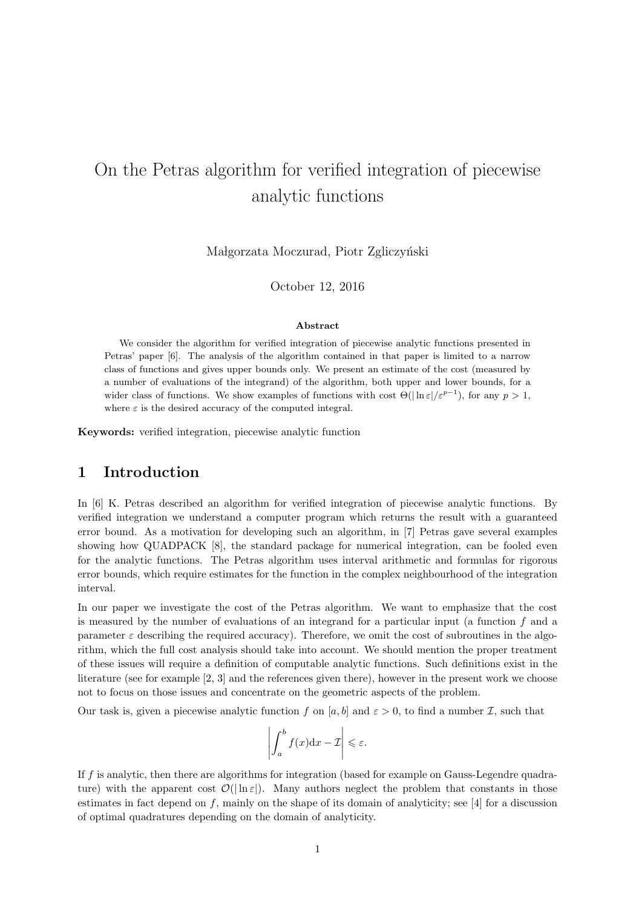# On the Petras algorithm for verified integration of piecewise analytic functions

Małgorzata Moczurad, Piotr Zgliczyński

October 12, 2016

**Abstract**

We consider the algorithm for verified integration of piecewise analytic functions presented in Petras' paper [6]. The analysis of the algorithm contained in that paper is limited to a narrow class of functions and gives upper bounds only. We present an estimate of the cost (measured by a number of evaluations of the integrand) of the algorithm, both upper and lower bounds, for a wider class of functions. We show examples of functions with cost $\Theta(|\ln \varepsilon|/\varepsilon^{p-1})$, for any $p > 1$, where $\varepsilon$ is the desired accuracy of the computed integral.

**Keywords:** verified integration, piecewise analytic function

## 1 Introduction

In [6] K. Petras described an algorithm for verified integration of piecewise analytic functions. By verified integration we understand a computer program which returns the result with a guaranteed error bound. As a motivation for developing such an algorithm, in [7] Petras gave several examples showing how QUADPACK [8], the standard package for numerical integration, can be fooled even for the analytic functions. The Petras algorithm uses interval arithmetic and formulas for rigorous error bounds, which require estimates for the function in the complex neighbourhood of the integration interval.

In our paper we investigate the cost of the Petras algorithm. We want to emphasize that the cost is measured by the number of evaluations of an integrand for a particular input (a function $f$ and a parameter $\varepsilon$ describing the required accuracy). Therefore, we omit the cost of subroutines in the algorithm, which the full cost analysis should take into account. We should mention the proper treatment of these issues will require a definition of computable analytic functions. Such definitions exist in the literature (see for example [2, 3] and the references given there), however in the present work we choose not to focus on those issues and concentrate on the geometric aspects of the problem.

Our task is, given a piecewise analytic function $f$ on $[a, b]$ and $\varepsilon > 0$, to find a number $\mathcal{I}$, such that

$$\left| \int_a^b f(x)\mathrm{d}x - \mathcal{I} \right| \leqslant \varepsilon.$$

If $f$ is analytic, then there are algorithms for integration (based for example on Gauss-Legendre quadrature) with the apparent cost $\mathcal{O}(|\ln \varepsilon|)$. Many authors neglect the problem that constants in those estimates in fact depend on $f$, mainly on the shape of its domain of analyticity; see [4] for a discussion of optimal quadratures depending on the domain of analyticity.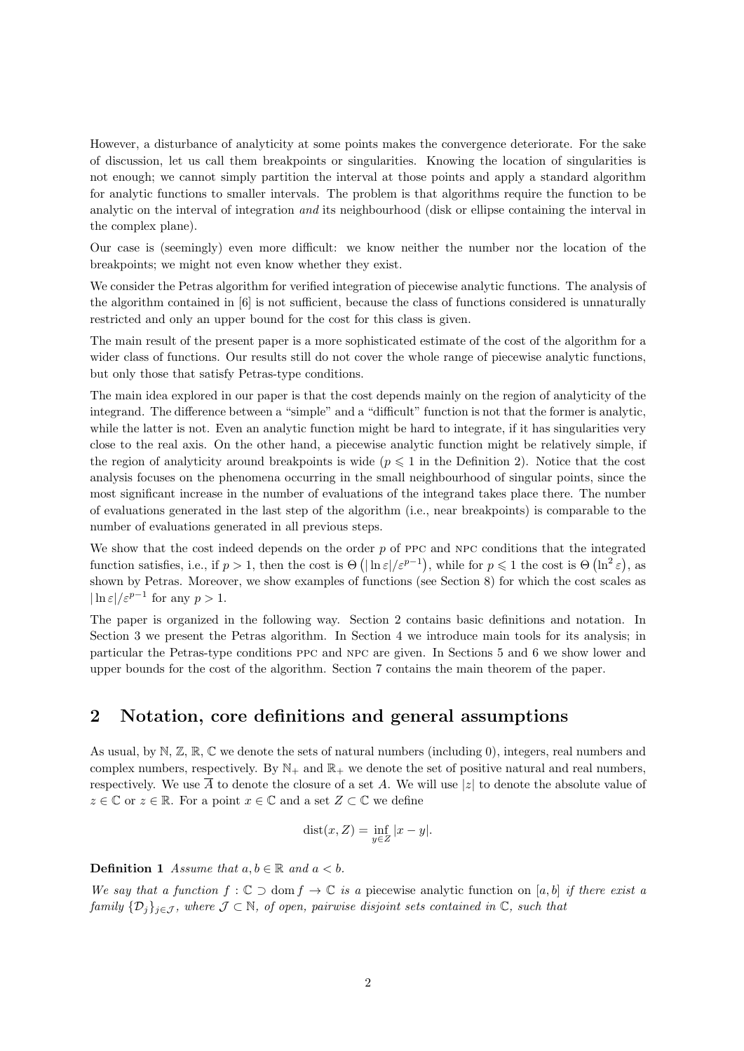However, a disturbance of analyticity at some points makes the convergence deteriorate. For the sake of discussion, let us call them breakpoints or singularities. Knowing the location of singularities is not enough; we cannot simply partition the interval at those points and apply a standard algorithm for analytic functions to smaller intervals. The problem is that algorithms require the function to be analytic on the interval of integration *and* its neighbourhood (disk or ellipse containing the interval in the complex plane).

Our case is (seemingly) even more difficult: we know neither the number nor the location of the breakpoints; we might not even know whether they exist.

We consider the Petras algorithm for verified integration of piecewise analytic functions. The analysis of the algorithm contained in [6] is not sufficient, because the class of functions considered is unnaturally restricted and only an upper bound for the cost for this class is given.

The main result of the present paper is a more sophisticated estimate of the cost of the algorithm for a wider class of functions. Our results still do not cover the whole range of piecewise analytic functions, but only those that satisfy Petras-type conditions.

The main idea explored in our paper is that the cost depends mainly on the region of analyticity of the integrand. The difference between a "simple" and a "difficult" function is not that the former is analytic, while the latter is not. Even an analytic function might be hard to integrate, if it has singularities very close to the real axis. On the other hand, a piecewise analytic function might be relatively simple, if the region of analyticity around breakpoints is wide ($p \leqslant 1$ in the Definition 2). Notice that the cost analysis focuses on the phenomena occurring in the small neighbourhood of singular points, since the most significant increase in the number of evaluations of the integrand takes place there. The number of evaluations generated in the last step of the algorithm (i.e., near breakpoints) is comparable to the number of evaluations generated in all previous steps.

We show that the cost indeed depends on the order $p$ of PPC and NPC conditions that the integrated function satisfies, i.e., if $p > 1$, then the cost is $\Theta\left(|\ln \varepsilon|/\varepsilon^{p-1}\right)$, while for $p \leqslant 1$ the cost is $\Theta\left(\ln^2 \varepsilon\right)$, as shown by Petras. Moreover, we show examples of functions (see Section 8) for which the cost scales as $|\ln \varepsilon|/\varepsilon^{p-1}$ for any $p > 1$.

The paper is organized in the following way. Section 2 contains basic definitions and notation. In Section 3 we present the Petras algorithm. In Section 4 we introduce main tools for its analysis; in particular the Petras-type conditions PPC and NPC are given. In Sections 5 and 6 we show lower and upper bounds for the cost of the algorithm. Section 7 contains the main theorem of the paper.

## 2 Notation, core definitions and general assumptions

As usual, by $\mathbb{N}$, $\mathbb{Z}$, $\mathbb{R}$, $\mathbb{C}$ we denote the sets of natural numbers (including 0), integers, real numbers and complex numbers, respectively. By $\mathbb{N}_+$ and $\mathbb{R}_+$ we denote the set of positive natural and real numbers, respectively. We use $\overline{A}$ to denote the closure of a set $A$. We will use $|z|$ to denote the absolute value of $z \in \mathbb{C}$ or $z \in \mathbb{R}$. For a point $x \in \mathbb{C}$ and a set $Z \subset \mathbb{C}$ we define

$$\operatorname{dist}(x, Z) = \inf_{y \in Z} |x - y|.$$

**Definition 1** *Assume that $a, b \in \mathbb{R}$ and $a < b$.*

*We say that a function $f : \mathbb{C} \supset \operatorname{dom} f \to \mathbb{C}$ is a* piecewise analytic function *on $[a, b]$ if there exist a family $\{\mathcal{D}_j\}_{j \in \mathcal{J}}$, where $\mathcal{J} \subset \mathbb{N}$, of open, pairwise disjoint sets contained in $\mathbb{C}$, such that*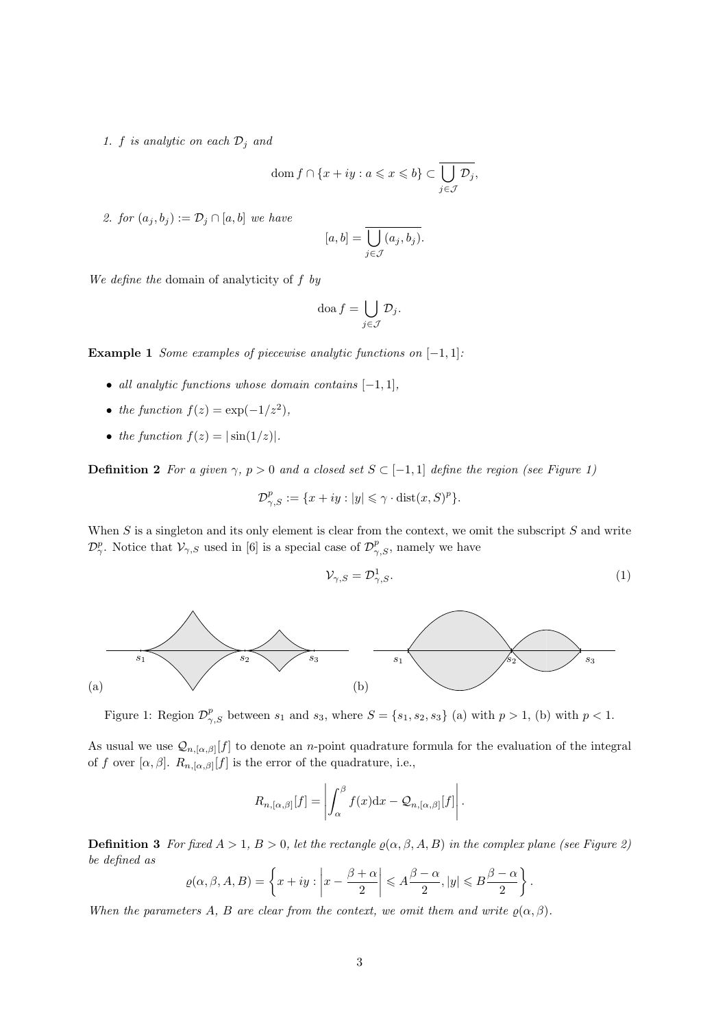1. *$f$ is analytic on each $\mathcal{D}_j$ and*

$$\operatorname{dom} f \cap \{x + iy : a \leqslant x \leqslant b\} \subset \overline{\bigcup_{j\in\mathcal{J}} \mathcal{D}_j},$$

2. *for $(a_j, b_j) := \mathcal{D}_j \cap [a, b]$ we have*

$$[a, b] = \overline{\bigcup_{j\in\mathcal{J}} (a_j, b_j)}.$$

*We define the* domain of analyticity of $f$ *by*

$$\operatorname{doa} f = \bigcup_{j\in\mathcal{J}} \mathcal{D}_j.$$

**Example 1** *Some examples of piecewise analytic functions on $[-1, 1]$:*

- *all analytic functions whose domain contains $[-1, 1]$,*
- *the function $f(z) = \exp(-1/z^2)$,*
- *the function $f(z) = |\sin(1/z)|$.*

**Definition 2** *For a given $\gamma$, $p > 0$ and a closed set $S \subset [-1, 1]$ define the region (see Figure 1)*

$$\mathcal{D}^p_{\gamma,S} := \{x + iy : |y| \leqslant \gamma \cdot \operatorname{dist}(x, S)^p\}.$$

When $S$ is a singleton and its only element is clear from the context, we omit the subscript $S$ and write $\mathcal{D}^p_\gamma$. Notice that $\mathcal{V}_{\gamma,S}$ used in [6] is a special case of $\mathcal{D}^p_{\gamma,S}$, namely we have

$$\mathcal{V}_{\gamma,S} = \mathcal{D}^1_{\gamma,S}. \tag{1}$$

Figure 1: Region $\mathcal{D}^p_{\gamma,S}$ between $s_1$ and $s_3$, where $S = \{s_1, s_2, s_3\}$ (a) with $p > 1$, (b) with $p < 1$.

As usual we use $\mathcal{Q}_{n,[\alpha,\beta]}[f]$ to denote an $n$-point quadrature formula for the evaluation of the integral of $f$ over $[\alpha, \beta]$. $R_{n,[\alpha,\beta]}[f]$ is the error of the quadrature, i.e.,

$$R_{n,[\alpha,\beta]}[f] = \left| \int_\alpha^\beta f(x)\mathrm{d}x - \mathcal{Q}_{n,[\alpha,\beta]}[f] \right|.$$

**Definition 3** *For fixed $A > 1$, $B > 0$, let the rectangle $\varrho(\alpha, \beta, A, B)$ in the complex plane (see Figure 2) be defined as*

$$\varrho(\alpha, \beta, A, B) = \left\{ x + iy : \left| x - \frac{\beta + \alpha}{2} \right| \leqslant A\frac{\beta - \alpha}{2}, |y| \leqslant B\frac{\beta - \alpha}{2} \right\}.$$

*When the parameters $A$, $B$ are clear from the context, we omit them and write $\varrho(\alpha, \beta)$.*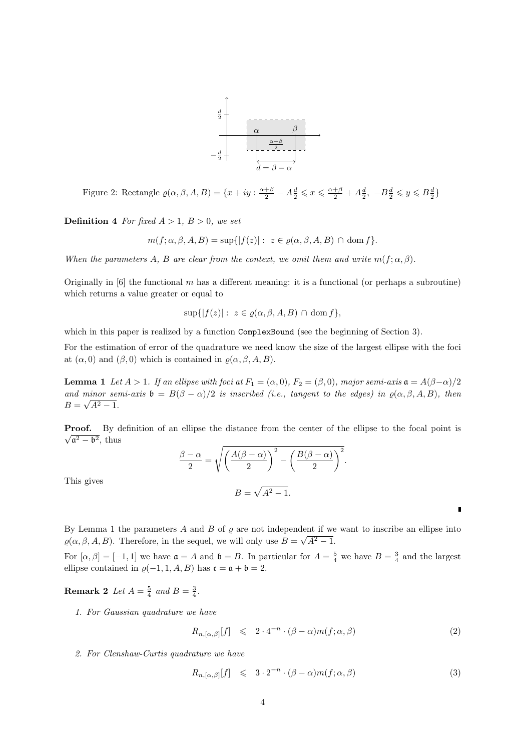Figure 2: Rectangle $\varrho(\alpha,\beta,A,B) = \{x+iy : \frac{\alpha+\beta}{2} - A\frac{d}{2} \leqslant x \leqslant \frac{\alpha+\beta}{2} + A\frac{d}{2},\ -B\frac{d}{2} \leqslant y \leqslant B\frac{d}{2}\}$

**Definition 4** *For fixed $A > 1$, $B > 0$, we set*

$$m(f;\alpha,\beta,A,B) = \sup\{|f(z)| : \ z \in \varrho(\alpha,\beta,A,B) \cap \operatorname{dom} f\}.$$

*When the parameters $A$, $B$ are clear from the context, we omit them and write $m(f;\alpha,\beta)$.*

Originally in [6] the functional $m$ has a different meaning: it is a functional (or perhaps a subroutine) which returns a value greater or equal to

$$\sup\{|f(z)| : \ z \in \varrho(\alpha,\beta,A,B) \cap \operatorname{dom} f\},$$

which in this paper is realized by a function `ComplexBound` (see the beginning of Section 3).

For the estimation of error of the quadrature we need know the size of the largest ellipse with the foci at $(\alpha,0)$ and $(\beta,0)$ which is contained in $\varrho(\alpha,\beta,A,B)$.

**Lemma 1** *Let $A > 1$. If an ellipse with foci at $F_1 = (\alpha,0)$, $F_2 = (\beta,0)$, major semi-axis $\mathfrak{a} = A(\beta-\alpha)/2$ and minor semi-axis $\mathfrak{b} = B(\beta-\alpha)/2$ is inscribed (i.e., tangent to the edges) in $\varrho(\alpha,\beta,A,B)$, then $B = \sqrt{A^2-1}$.*

**Proof.** By definition of an ellipse the distance from the center of the ellipse to the focal point is $\sqrt{\mathfrak{a}^2-\mathfrak{b}^2}$, thus

$$\frac{\beta-\alpha}{2} = \sqrt{\left(\frac{A(\beta-\alpha)}{2}\right)^2 - \left(\frac{B(\beta-\alpha)}{2}\right)^2}.$$

This gives

$$B = \sqrt{A^2-1}.$$

∎

By Lemma 1 the parameters $A$ and $B$ of $\varrho$ are not independent if we want to inscribe an ellipse into $\varrho(\alpha,\beta,A,B)$. Therefore, in the sequel, we will only use $B = \sqrt{A^2-1}$.

For $[\alpha,\beta] = [-1,1]$ we have $\mathfrak{a} = A$ and $\mathfrak{b} = B$. In particular for $A = \frac{5}{4}$ we have $B = \frac{3}{4}$ and the largest ellipse contained in $\varrho(-1,1,A,B)$ has $\mathfrak{c} = \mathfrak{a} + \mathfrak{b} = 2$.

**Remark 2** *Let $A = \frac{5}{4}$ and $B = \frac{3}{4}$.*

1. *For Gaussian quadrature we have*

$$R_{n,[\alpha,\beta]}[f] \quad \leqslant \quad 2 \cdot 4^{-n} \cdot (\beta-\alpha) m(f;\alpha,\beta) \tag{2}$$

2. *For Clenshaw-Curtis quadrature we have*

$$R_{n,[\alpha,\beta]}[f] \quad \leqslant \quad 3 \cdot 2^{-n} \cdot (\beta-\alpha) m(f;\alpha,\beta) \tag{3}$$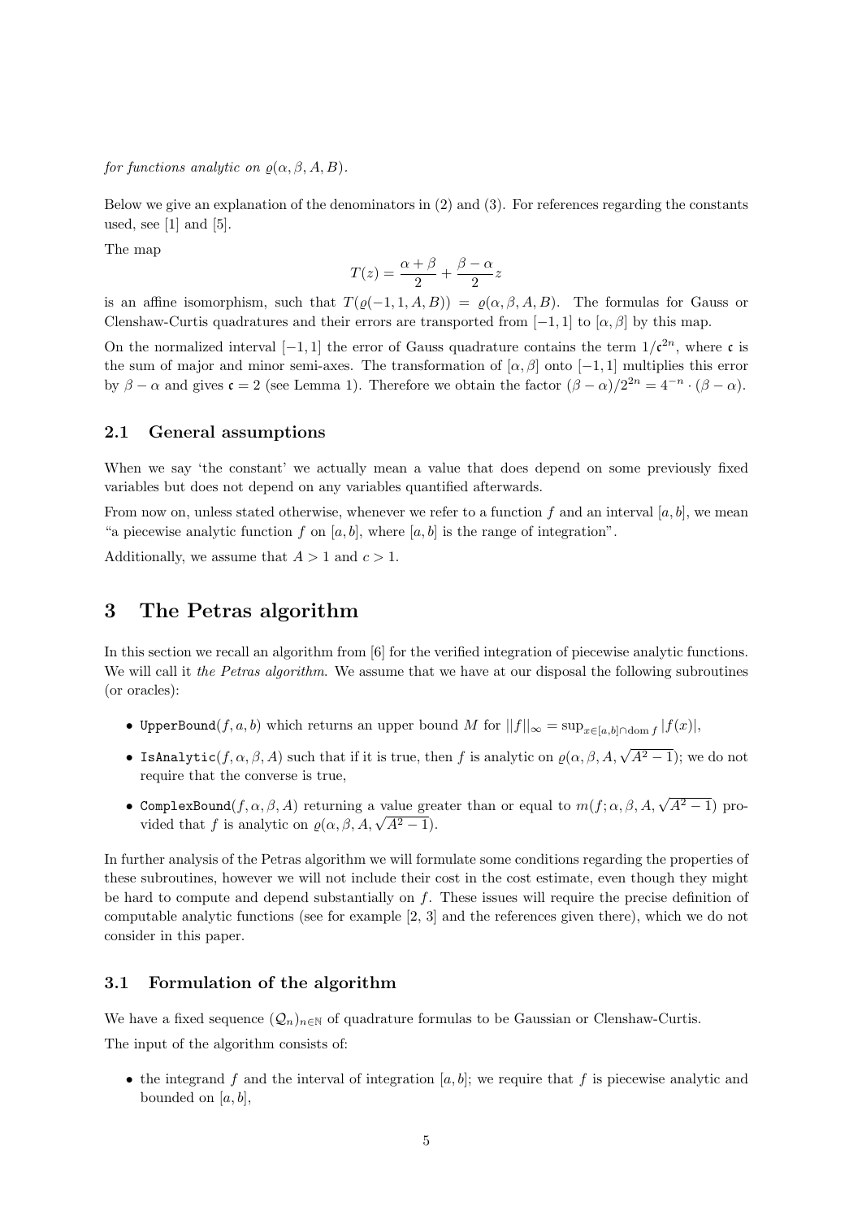*for functions analytic on $\varrho(\alpha, \beta, A, B)$.*

Below we give an explanation of the denominators in (2) and (3). For references regarding the constants used, see [1] and [5].

The map

$$T(z) = \frac{\alpha + \beta}{2} + \frac{\beta - \alpha}{2} z$$

is an affine isomorphism, such that $T(\varrho(-1, 1, A, B)) = \varrho(\alpha, \beta, A, B)$. The formulas for Gauss or Clenshaw-Curtis quadratures and their errors are transported from $[-1, 1]$ to $[\alpha, \beta]$ by this map.

On the normalized interval $[-1, 1]$ the error of Gauss quadrature contains the term $1/\mathfrak{c}^{2n}$, where $\mathfrak{c}$ is the sum of major and minor semi-axes. The transformation of $[\alpha, \beta]$ onto $[-1, 1]$ multiplies this error by $\beta - \alpha$ and gives $\mathfrak{c} = 2$ (see Lemma 1). Therefore we obtain the factor $(\beta - \alpha)/2^{2n} = 4^{-n} \cdot (\beta - \alpha)$.

### 2.1 General assumptions

When we say 'the constant' we actually mean a value that does depend on some previously fixed variables but does not depend on any variables quantified afterwards.

From now on, unless stated otherwise, whenever we refer to a function $f$ and an interval $[a, b]$, we mean "a piecewise analytic function $f$ on $[a, b]$, where $[a, b]$ is the range of integration".

Additionally, we assume that $A > 1$ and $c > 1$.

## 3 The Petras algorithm

In this section we recall an algorithm from [6] for the verified integration of piecewise analytic functions. We will call it *the Petras algorithm*. We assume that we have at our disposal the following subroutines (or oracles):

- `UpperBound`$(f, a, b)$ which returns an upper bound $M$ for $||f||_\infty = \sup_{x \in [a,b] \cap \operatorname{dom} f} |f(x)|$,
- `IsAnalytic`$(f, \alpha, \beta, A)$ such that if it is true, then $f$ is analytic on $\varrho(\alpha, \beta, A, \sqrt{A^2 - 1})$; we do not require that the converse is true,
- `ComplexBound`$(f, \alpha, \beta, A)$ returning a value greater than or equal to $m(f; \alpha, \beta, A, \sqrt{A^2 - 1})$ provided that $f$ is analytic on $\varrho(\alpha, \beta, A, \sqrt{A^2 - 1})$.

In further analysis of the Petras algorithm we will formulate some conditions regarding the properties of these subroutines, however we will not include their cost in the cost estimate, even though they might be hard to compute and depend substantially on $f$. These issues will require the precise definition of computable analytic functions (see for example [2, 3] and the references given there), which we do not consider in this paper.

### 3.1 Formulation of the algorithm

We have a fixed sequence $(\mathcal{Q}_n)_{n \in \mathbb{N}}$ of quadrature formulas to be Gaussian or Clenshaw-Curtis.

The input of the algorithm consists of:

- the integrand $f$ and the interval of integration $[a, b]$; we require that $f$ is piecewise analytic and bounded on $[a, b]$,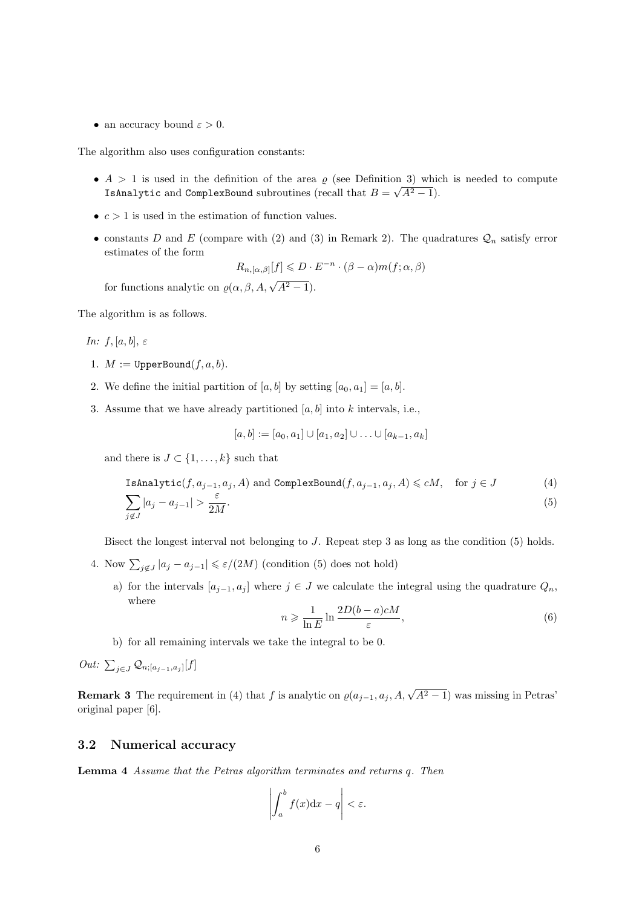- an accuracy bound $\varepsilon > 0$.

The algorithm also uses configuration constants:

- $A > 1$ is used in the definition of the area $\varrho$ (see Definition 3) which is needed to compute `IsAnalytic` and `ComplexBound` subroutines (recall that $B = \sqrt{A^2 - 1}$).
- $c > 1$ is used in the estimation of function values.
- constants $D$ and $E$ (compare with (2) and (3) in Remark 2). The quadratures $\mathcal{Q}_n$ satisfy error estimates of the form

$$R_{n,[\alpha,\beta]}[f] \leqslant D \cdot E^{-n} \cdot (\beta - \alpha) m(f; \alpha, \beta)$$

for functions analytic on $\varrho(\alpha, \beta, A, \sqrt{A^2 - 1})$.

The algorithm is as follows.

*In:* $f, [a, b]$, $\varepsilon$

1. $M :=$ `UpperBound`$(f, a, b)$.
2. We define the initial partition of $[a, b]$ by setting $[a_0, a_1] = [a, b]$.
3. Assume that we have already partitioned $[a, b]$ into $k$ intervals, i.e.,

$$[a, b] := [a_0, a_1] \cup [a_1, a_2] \cup \ldots \cup [a_{k-1}, a_k]$$

and there is $J \subset \{1, \ldots, k\}$ such that

$$\texttt{IsAnalytic}(f, a_{j-1}, a_j, A) \text{ and } \texttt{ComplexBound}(f, a_{j-1}, a_j, A) \leqslant cM, \quad \text{for } j \in J \tag{4}$$

$$\sum_{j \notin J} |a_j - a_{j-1}| > \frac{\varepsilon}{2M}. \tag{5}$$

Bisect the longest interval not belonging to $J$. Repeat step 3 as long as the condition (5) holds.

4. Now $\sum_{j \notin J} |a_j - a_{j-1}| \leqslant \varepsilon/(2M)$ (condition (5) does not hold)

   a) for the intervals $[a_{j-1}, a_j]$ where $j \in J$ we calculate the integral using the quadrature $Q_n$, where

$$n \geqslant \frac{1}{\ln E} \ln \frac{2D(b-a)cM}{\varepsilon}, \tag{6}$$

   b) for all remaining intervals we take the integral to be 0.

*Out:* $\sum_{j \in J} \mathcal{Q}_{n;[a_{j-1}, a_j]}[f]$

**Remark 3** The requirement in (4) that $f$ is analytic on $\varrho(a_{j-1}, a_j, A, \sqrt{A^2 - 1})$ was missing in Petras' original paper [6].

### 3.2 Numerical accuracy

**Lemma 4** *Assume that the Petras algorithm terminates and returns $q$. Then*

$$\left| \int_a^b f(x) \mathrm{d}x - q \right| < \varepsilon.$$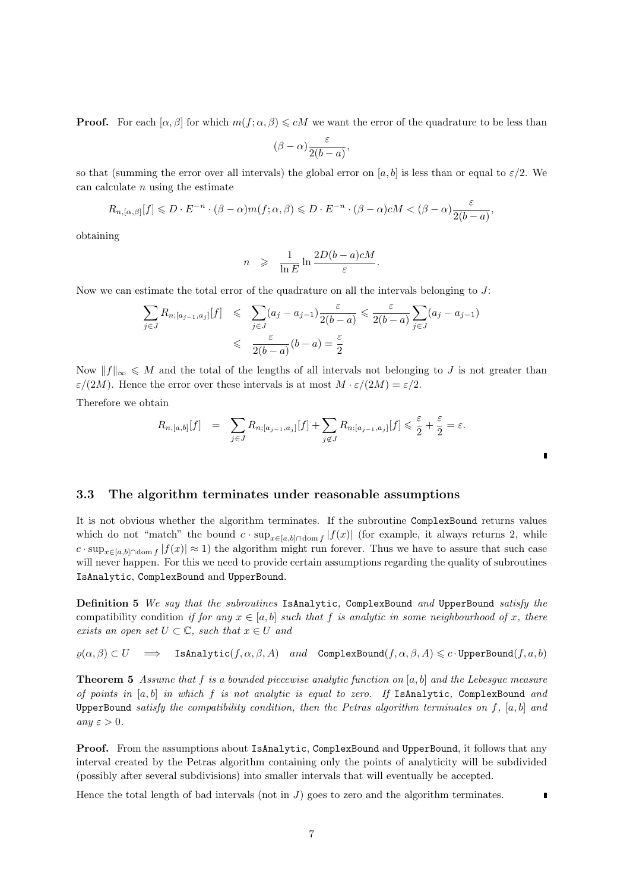**Proof.** For each $[\alpha, \beta]$ for which $m(f; \alpha, \beta) \leqslant cM$ we want the error of the quadrature to be less than

$$(\beta - \alpha)\frac{\varepsilon}{2(b-a)},$$

so that (summing the error over all intervals) the global error on $[a, b]$ is less than or equal to $\varepsilon/2$. We can calculate $n$ using the estimate

$$R_{n,[\alpha,\beta]}[f] \leqslant D \cdot E^{-n} \cdot (\beta - \alpha) m(f; \alpha, \beta) \leqslant D \cdot E^{-n} \cdot (\beta - \alpha) cM < (\beta - \alpha)\frac{\varepsilon}{2(b-a)},$$

obtaining

$$n \quad \geqslant \quad \frac{1}{\ln E} \ln \frac{2D(b-a)cM}{\varepsilon}.$$

Now we can estimate the total error of the quadrature on all the intervals belonging to $J$:

$$\begin{aligned}
\sum_{j \in J} R_{n;[a_{j-1},a_j]}[f] \quad &\leqslant \quad \sum_{j \in J} (a_j - a_{j-1}) \frac{\varepsilon}{2(b-a)} \leqslant \frac{\varepsilon}{2(b-a)} \sum_{j \in J} (a_j - a_{j-1}) \\
&\leqslant \quad \frac{\varepsilon}{2(b-a)}(b-a) = \frac{\varepsilon}{2}
\end{aligned}$$

Now $\|f\|_\infty \leqslant M$ and the total of the lengths of all intervals not belonging to $J$ is not greater than $\varepsilon/(2M)$. Hence the error over these intervals is at most $M \cdot \varepsilon/(2M) = \varepsilon/2$.

Therefore we obtain

$$R_{n,[a,b]}[f] \quad = \quad \sum_{j \in J} R_{n;[a_{j-1},a_j]}[f] + \sum_{j \notin J} R_{n;[a_{j-1},a_j]}[f] \leqslant \frac{\varepsilon}{2} + \frac{\varepsilon}{2} = \varepsilon.$$

∎

### 3.3 The algorithm terminates under reasonable assumptions

It is not obvious whether the algorithm terminates. If the subroutine ComplexBound returns values which do not "match" the bound $c \cdot \sup_{x \in [a,b] \cap \text{dom}\, f} |f(x)|$ (for example, it always returns 2, while $c \cdot \sup_{x \in [a,b] \cap \text{dom}\, f} |f(x)| \approx 1$) the algorithm might run forever. Thus we have to assure that such case will never happen. For this we need to provide certain assumptions regarding the quality of subroutines IsAnalytic, ComplexBound and UpperBound.

**Definition 5** *We say that the subroutines* IsAnalytic*,* ComplexBound *and* UpperBound *satisfy the* compatibility condition *if for any $x \in [a, b]$ such that $f$ is analytic in some neighbourhood of $x$, there exists an open set $U \subset \mathbb{C}$, such that $x \in U$ and*

$$\varrho(\alpha, \beta) \subset U \quad \Longrightarrow \quad \texttt{IsAnalytic}(f, \alpha, \beta, A) \quad \textit{and} \quad \texttt{ComplexBound}(f, \alpha, \beta, A) \leqslant c \cdot \texttt{UpperBound}(f, a, b)$$

**Theorem 5** *Assume that $f$ is a bounded piecewise analytic function on $[a, b]$ and the Lebesgue measure of points in $[a, b]$ in which $f$ is not analytic is equal to zero. If* IsAnalytic*,* ComplexBound *and* UpperBound *satisfy the compatibility condition, then the Petras algorithm terminates on $f$, $[a, b]$ and any $\varepsilon > 0$.*

**Proof.** From the assumptions about IsAnalytic, ComplexBound and UpperBound, it follows that any interval created by the Petras algorithm containing only the points of analyticity will be subdivided (possibly after several subdivisions) into smaller intervals that will eventually be accepted.

Hence the total length of bad intervals (not in $J$) goes to zero and the algorithm terminates. ∎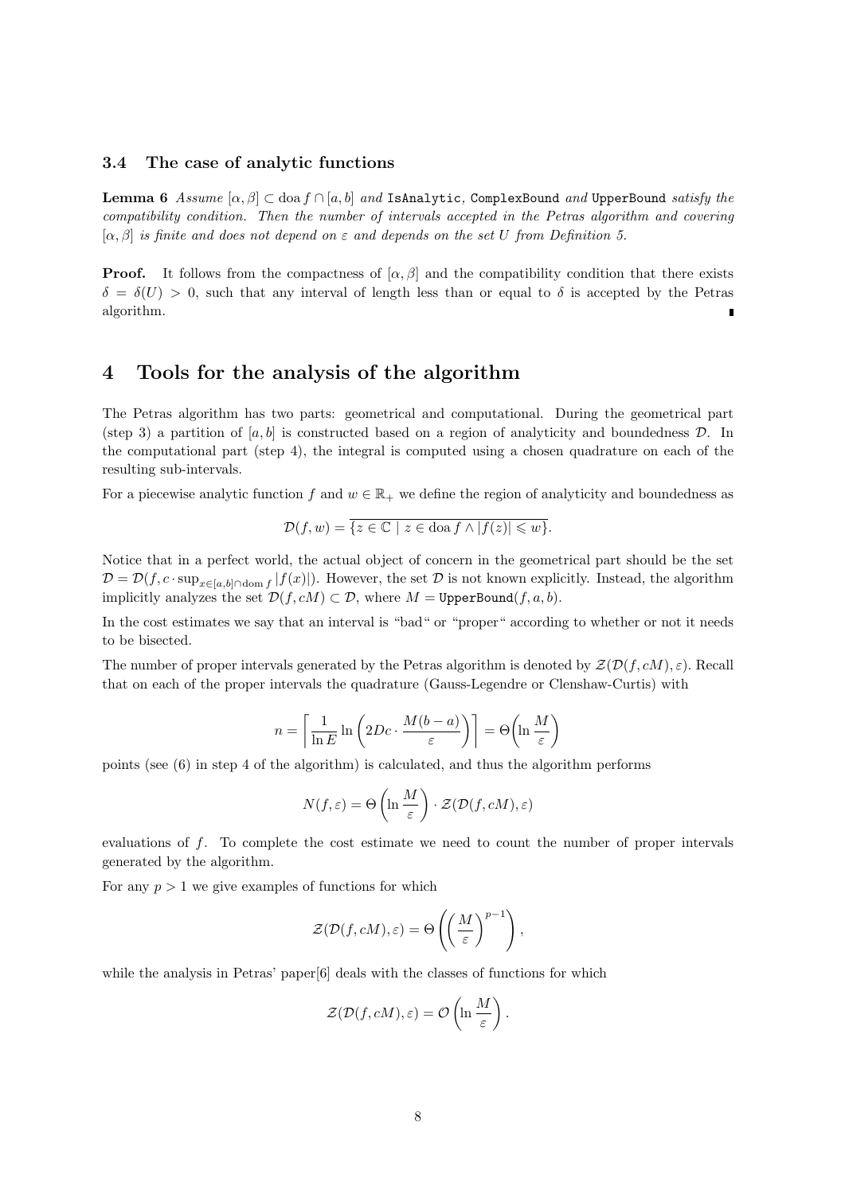### 3.4 The case of analytic functions

**Lemma 6** *Assume* $[\alpha, \beta] \subset \operatorname{doa} f \cap [a, b]$ *and* `IsAnalytic`*,* `ComplexBound` *and* `UpperBound` *satisfy the compatibility condition. Then the number of intervals accepted in the Petras algorithm and covering* $[\alpha, \beta]$ *is finite and does not depend on* $\varepsilon$ *and depends on the set* $U$ *from Definition 5.*

**Proof.** It follows from the compactness of $[\alpha, \beta]$ and the compatibility condition that there exists $\delta = \delta(U) > 0$, such that any interval of length less than or equal to $\delta$ is accepted by the Petras algorithm. ∎

## 4 Tools for the analysis of the algorithm

The Petras algorithm has two parts: geometrical and computational. During the geometrical part (step 3) a partition of $[a, b]$ is constructed based on a region of analyticity and boundedness $\mathcal{D}$. In the computational part (step 4), the integral is computed using a chosen quadrature on each of the resulting sub-intervals.

For a piecewise analytic function $f$ and $w \in \mathbb{R}_+$ we define the region of analyticity and boundedness as

$$\mathcal{D}(f, w) = \overline{\{z \in \mathbb{C} \mid z \in \operatorname{doa} f \wedge |f(z)| \leqslant w\}}.$$

Notice that in a perfect world, the actual object of concern in the geometrical part should be the set $\mathcal{D} = \mathcal{D}(f, c \cdot \sup_{x \in [a,b] \cap \operatorname{dom} f} |f(x)|)$. However, the set $\mathcal{D}$ is not known explicitly. Instead, the algorithm implicitly analyzes the set $\mathcal{D}(f, cM) \subset \mathcal{D}$, where $M = \texttt{UpperBound}(f, a, b)$.

In the cost estimates we say that an interval is "bad" or "proper" according to whether or not it needs to be bisected.

The number of proper intervals generated by the Petras algorithm is denoted by $\mathcal{Z}(\mathcal{D}(f, cM), \varepsilon)$. Recall that on each of the proper intervals the quadrature (Gauss-Legendre or Clenshaw-Curtis) with

$$n = \left\lceil \frac{1}{\ln E} \ln\left(2Dc \cdot \frac{M(b-a)}{\varepsilon}\right) \right\rceil = \Theta\left(\ln \frac{M}{\varepsilon}\right)$$

points (see (6) in step 4 of the algorithm) is calculated, and thus the algorithm performs

$$N(f, \varepsilon) = \Theta\left(\ln \frac{M}{\varepsilon}\right) \cdot \mathcal{Z}(\mathcal{D}(f, cM), \varepsilon)$$

evaluations of $f$. To complete the cost estimate we need to count the number of proper intervals generated by the algorithm.

For any $p > 1$ we give examples of functions for which

$$\mathcal{Z}(\mathcal{D}(f, cM), \varepsilon) = \Theta\left(\left(\frac{M}{\varepsilon}\right)^{p-1}\right),$$

while the analysis in Petras' paper[6] deals with the classes of functions for which

$$\mathcal{Z}(\mathcal{D}(f, cM), \varepsilon) = \mathcal{O}\left(\ln \frac{M}{\varepsilon}\right).$$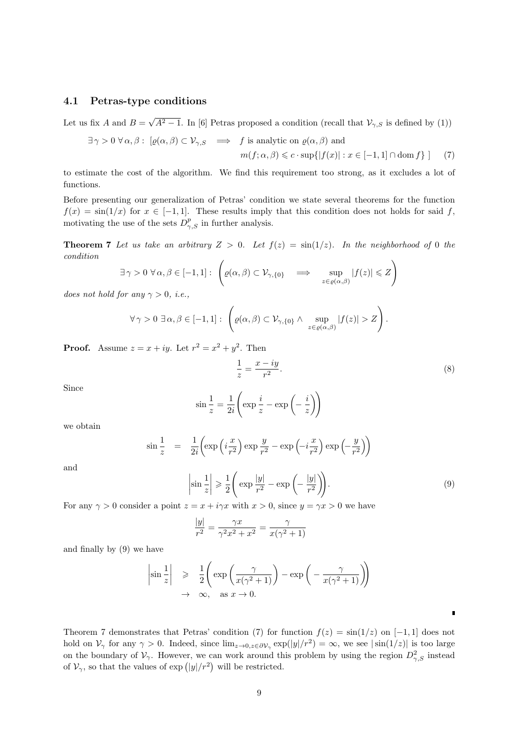### 4.1 Petras-type conditions

Let us fix $A$ and $B = \sqrt{A^2 - 1}$. In [6] Petras proposed a condition (recall that $\mathcal{V}_{\gamma,S}$ is defined by (1))

$$\exists \gamma > 0 \ \forall \alpha, \beta : \ [\varrho(\alpha,\beta) \subset \mathcal{V}_{\gamma,S} \implies f \text{ is analytic on } \varrho(\alpha,\beta) \text{ and}$$
$$m(f;\alpha,\beta) \leqslant c \cdot \sup\{|f(x)| : x \in [-1,1] \cap \operatorname{dom} f\} \ ] \tag{7}$$

to estimate the cost of the algorithm. We find this requirement too strong, as it excludes a lot of functions.

Before presenting our generalization of Petras' condition we state several theorems for the function $f(x) = \sin(1/x)$ for $x \in [-1,1]$. These results imply that this condition does not holds for said $f$, motivating the use of the sets $D^p_{\gamma,S}$ in further analysis.

**Theorem 7** *Let us take an arbitrary $Z > 0$. Let $f(z) = \sin(1/z)$. In the neighborhood of 0 the condition*

$$\exists \gamma > 0 \ \forall \alpha, \beta \in [-1,1] : \ \left( \varrho(\alpha,\beta) \subset \mathcal{V}_{\gamma,\{0\}} \implies \sup_{z \in \varrho(\alpha,\beta)} |f(z)| \leqslant Z \right)$$

*does not hold for any $\gamma > 0$, i.e.,*

$$\forall \gamma > 0 \ \exists \alpha, \beta \in [-1,1] : \ \left( \varrho(\alpha,\beta) \subset \mathcal{V}_{\gamma,\{0\}} \wedge \sup_{z \in \varrho(\alpha,\beta)} |f(z)| > Z \right).$$

**Proof.** Assume $z = x + iy$. Let $r^2 = x^2 + y^2$. Then

$$\frac{1}{z} = \frac{x - iy}{r^2}. \tag{8}$$

Since

$$\sin\frac{1}{z} = \frac{1}{2i}\left( \exp\frac{i}{z} - \exp\left(-\frac{i}{z}\right) \right)$$

we obtain

$$\sin\frac{1}{z} = \frac{1}{2i}\left( \exp\left(i\frac{x}{r^2}\right)\exp\frac{y}{r^2} - \exp\left(-i\frac{x}{r^2}\right)\exp\left(-\frac{y}{r^2}\right) \right)$$

and

$$\left|\sin\frac{1}{z}\right| \geqslant \frac{1}{2}\left( \exp\frac{|y|}{r^2} - \exp\left(-\frac{|y|}{r^2}\right) \right). \tag{9}$$

For any $\gamma > 0$ consider a point $z = x + i\gamma x$ with $x > 0$, since $y = \gamma x > 0$ we have

$$\frac{|y|}{r^2} = \frac{\gamma x}{\gamma^2 x^2 + x^2} = \frac{\gamma}{x(\gamma^2 + 1)}$$

and finally by (9) we have

$$\left|\sin\frac{1}{z}\right| \geqslant \frac{1}{2}\left( \exp\left(\frac{\gamma}{x(\gamma^2+1)}\right) - \exp\left(-\frac{\gamma}{x(\gamma^2+1)}\right) \right)$$
$$\to \infty, \quad \text{as } x \to 0.$$

∎

Theorem 7 demonstrates that Petras' condition (7) for function $f(z) = \sin(1/z)$ on $[-1,1]$ does not hold on $\mathcal{V}_\gamma$ for any $\gamma > 0$. Indeed, since $\lim_{z \to 0, z \in \partial\mathcal{V}_\gamma} \exp(|y|/r^2) = \infty$, we see $|\sin(1/z)|$ is too large on the boundary of $\mathcal{V}_\gamma$. However, we can work around this problem by using the region $D^2_{\gamma,S}$ instead of $\mathcal{V}_\gamma$, so that the values of $\exp\left(|y|/r^2\right)$ will be restricted.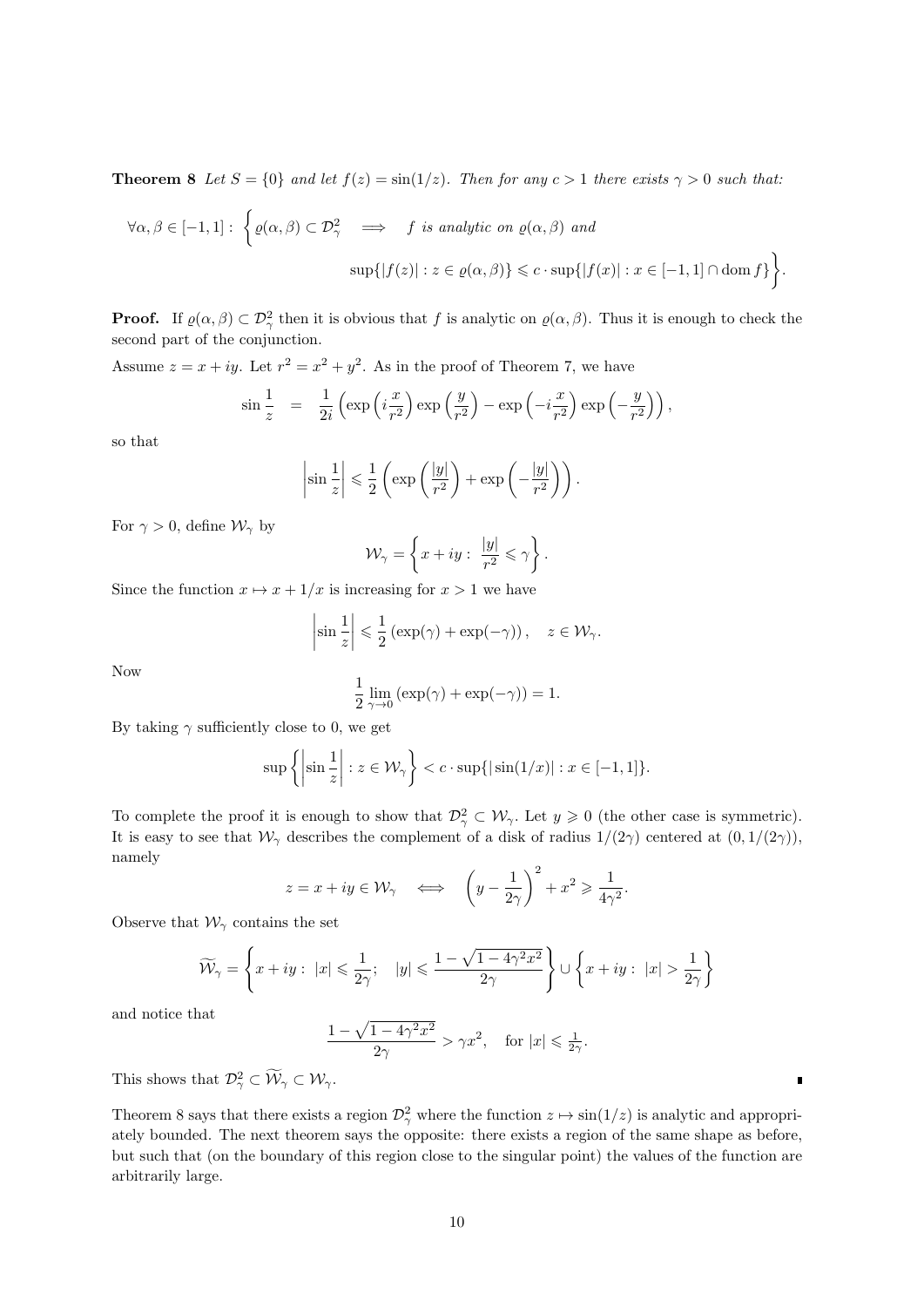**Theorem 8** *Let $S = \{0\}$ and let $f(z) = \sin(1/z)$. Then for any $c > 1$ there exists $\gamma > 0$ such that:*

$$\forall \alpha, \beta \in [-1,1]: \; \Big\{ \varrho(\alpha,\beta) \subset \mathcal{D}^2_\gamma \quad \Longrightarrow \quad f \text{ is analytic on } \varrho(\alpha,\beta) \text{ and}$$

$$\sup\{|f(z)| : z \in \varrho(\alpha,\beta)\} \leqslant c \cdot \sup\{|f(x)| : x \in [-1,1] \cap \operatorname{dom} f\} \Big\}.$$

**Proof.** If $\varrho(\alpha,\beta) \subset \mathcal{D}^2_\gamma$ then it is obvious that $f$ is analytic on $\varrho(\alpha,\beta)$. Thus it is enough to check the second part of the conjunction.

Assume $z = x + iy$. Let $r^2 = x^2 + y^2$. As in the proof of Theorem 7, we have

$$\sin\frac{1}{z} \;\; = \;\; \frac{1}{2i}\left(\exp\left(i\frac{x}{r^2}\right)\exp\left(\frac{y}{r^2}\right) - \exp\left(-i\frac{x}{r^2}\right)\exp\left(-\frac{y}{r^2}\right)\right),$$

so that

$$\left|\sin\frac{1}{z}\right| \leqslant \frac{1}{2}\left(\exp\left(\frac{|y|}{r^2}\right) + \exp\left(-\frac{|y|}{r^2}\right)\right).$$

For $\gamma > 0$, define $\mathcal{W}_\gamma$ by

$$\mathcal{W}_\gamma = \left\{ x + iy : \; \frac{|y|}{r^2} \leqslant \gamma \right\}.$$

Since the function $x \mapsto x + 1/x$ is increasing for $x > 1$ we have

$$\left|\sin\frac{1}{z}\right| \leqslant \frac{1}{2}\left(\exp(\gamma) + \exp(-\gamma)\right), \quad z \in \mathcal{W}_\gamma.$$

Now

$$\frac{1}{2}\lim_{\gamma \to 0}\left(\exp(\gamma) + \exp(-\gamma)\right) = 1.$$

By taking $\gamma$ sufficiently close to 0, we get

$$\sup\left\{\left|\sin\frac{1}{z}\right| : z \in \mathcal{W}_\gamma\right\} < c \cdot \sup\{|\sin(1/x)| : x \in [-1,1]\}.$$

To complete the proof it is enough to show that $\mathcal{D}^2_\gamma \subset \mathcal{W}_\gamma$. Let $y \geqslant 0$ (the other case is symmetric). It is easy to see that $\mathcal{W}_\gamma$ describes the complement of a disk of radius $1/(2\gamma)$ centered at $(0, 1/(2\gamma))$, namely

$$z = x + iy \in \mathcal{W}_\gamma \quad \Longleftrightarrow \quad \left(y - \frac{1}{2\gamma}\right)^2 + x^2 \geqslant \frac{1}{4\gamma^2}.$$

Observe that $\mathcal{W}_\gamma$ contains the set

$$\widetilde{\mathcal{W}}_\gamma = \left\{ x + iy : \; |x| \leqslant \frac{1}{2\gamma}; \quad |y| \leqslant \frac{1 - \sqrt{1 - 4\gamma^2 x^2}}{2\gamma} \right\} \cup \left\{ x + iy : \; |x| > \frac{1}{2\gamma} \right\}$$

and notice that

$$\frac{1 - \sqrt{1 - 4\gamma^2 x^2}}{2\gamma} > \gamma x^2, \quad \text{for } |x| \leqslant \tfrac{1}{2\gamma}.$$

This shows that $\mathcal{D}^2_\gamma \subset \widetilde{\mathcal{W}}_\gamma \subset \mathcal{W}_\gamma$. ∎

Theorem 8 says that there exists a region $\mathcal{D}^2_\gamma$ where the function $z \mapsto \sin(1/z)$ is analytic and appropriately bounded. The next theorem says the opposite: there exists a region of the same shape as before, but such that (on the boundary of this region close to the singular point) the values of the function are arbitrarily large.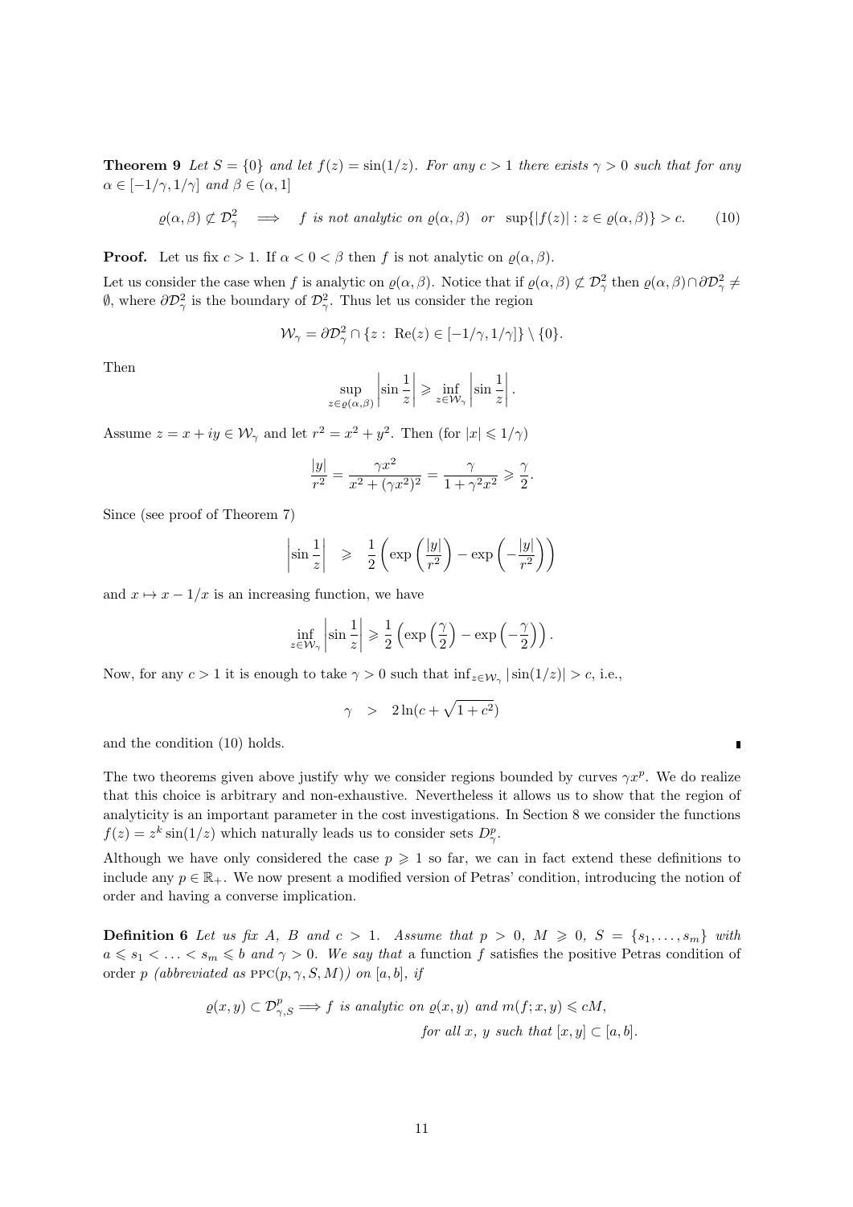**Theorem 9** *Let $S = \{0\}$ and let $f(z) = \sin(1/z)$. For any $c > 1$ there exists $\gamma > 0$ such that for any $\alpha \in [-1/\gamma, 1/\gamma]$ and $\beta \in (\alpha, 1]$*

$$\varrho(\alpha,\beta) \not\subset \mathcal{D}^2_\gamma \quad \Longrightarrow \quad f \text{ is not analytic on } \varrho(\alpha,\beta) \ \text{ or } \ \sup\{|f(z)| : z \in \varrho(\alpha,\beta)\} > c. \tag{10}$$

**Proof.** Let us fix $c > 1$. If $\alpha < 0 < \beta$ then $f$ is not analytic on $\varrho(\alpha,\beta)$.

Let us consider the case when $f$ is analytic on $\varrho(\alpha,\beta)$. Notice that if $\varrho(\alpha,\beta) \not\subset \mathcal{D}^2_\gamma$ then $\varrho(\alpha,\beta) \cap \partial\mathcal{D}^2_\gamma \neq \emptyset$, where $\partial\mathcal{D}^2_\gamma$ is the boundary of $\mathcal{D}^2_\gamma$. Thus let us consider the region

$$\mathcal{W}_\gamma = \partial\mathcal{D}^2_\gamma \cap \{z : \ \mathrm{Re}(z) \in [-1/\gamma, 1/\gamma]\} \setminus \{0\}.$$

Then

$$\sup_{z\in\varrho(\alpha,\beta)} \left|\sin\frac{1}{z}\right| \geqslant \inf_{z\in\mathcal{W}_\gamma} \left|\sin\frac{1}{z}\right|.$$

Assume $z = x + iy \in \mathcal{W}_\gamma$ and let $r^2 = x^2 + y^2$. Then (for $|x| \leqslant 1/\gamma$)

$$\frac{|y|}{r^2} = \frac{\gamma x^2}{x^2 + (\gamma x^2)^2} = \frac{\gamma}{1+\gamma^2 x^2} \geqslant \frac{\gamma}{2}.$$

Since (see proof of Theorem 7)

$$\left|\sin\frac{1}{z}\right| \quad \geqslant \quad \frac{1}{2}\left(\exp\left(\frac{|y|}{r^2}\right) - \exp\left(-\frac{|y|}{r^2}\right)\right)$$

and $x \mapsto x - 1/x$ is an increasing function, we have

$$\inf_{z\in\mathcal{W}_\gamma} \left|\sin\frac{1}{z}\right| \geqslant \frac{1}{2}\left(\exp\left(\frac{\gamma}{2}\right) - \exp\left(-\frac{\gamma}{2}\right)\right).$$

Now, for any $c > 1$ it is enough to take $\gamma > 0$ such that $\inf_{z\in\mathcal{W}_\gamma} |\sin(1/z)| > c$, i.e.,

$$\gamma \quad > \quad 2\ln(c + \sqrt{1+c^2})$$

and the condition (10) holds. ∎

The two theorems given above justify why we consider regions bounded by curves $\gamma x^p$. We do realize that this choice is arbitrary and non-exhaustive. Nevertheless it allows us to show that the region of analyticity is an important parameter in the cost investigations. In Section 8 we consider the functions $f(z) = z^k \sin(1/z)$ which naturally leads us to consider sets $D^p_\gamma$.

Although we have only considered the case $p \geqslant 1$ so far, we can in fact extend these definitions to include any $p \in \mathbb{R}_+$. We now present a modified version of Petras' condition, introducing the notion of order and having a converse implication.

**Definition 6** *Let us fix $A$, $B$ and $c > 1$. Assume that $p > 0$, $M \geqslant 0$, $S = \{s_1, \ldots, s_m\}$ with $a \leqslant s_1 < \ldots < s_m \leqslant b$ and $\gamma > 0$. We say that* a function $f$ satisfies the positive Petras condition of order $p$ *(abbreviated as* PPC$(p, \gamma, S, M)$*) on $[a, b]$, if*

$$\varrho(x,y) \subset \mathcal{D}^p_{\gamma,S} \Longrightarrow f \text{ is analytic on } \varrho(x,y) \text{ and } m(f; x, y) \leqslant cM,$$
$$\text{for all } x, \ y \text{ such that } [x,y] \subset [a,b].$$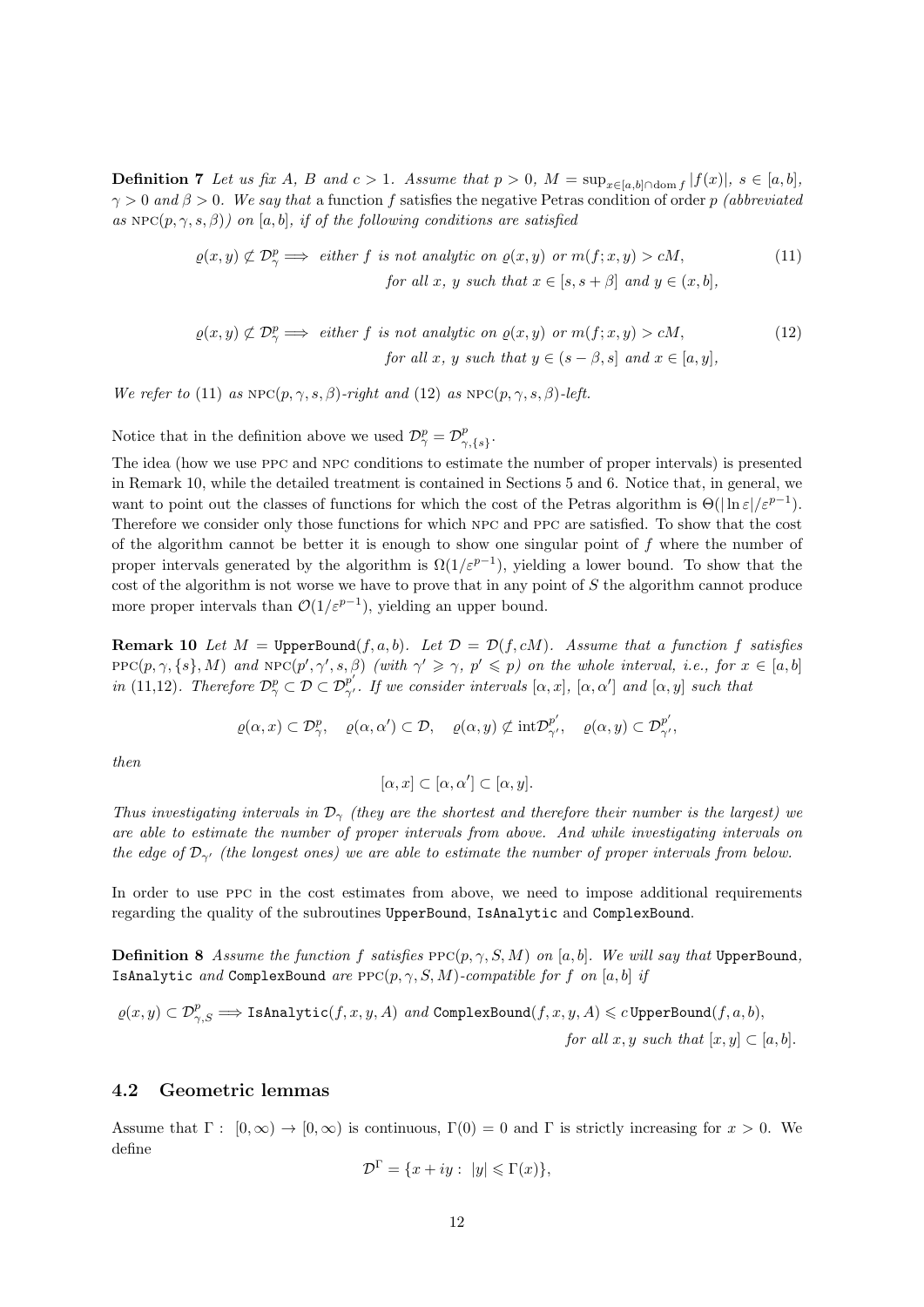**Definition 7** *Let us fix A, B and $c > 1$. Assume that $p > 0$, $M = \sup_{x \in [a,b] \cap \mathrm{dom}\, f} |f(x)|$, $s \in [a,b]$, $\gamma > 0$ and $\beta > 0$. We say that* a function $f$ satisfies the negative Petras condition of order $p$ *(abbreviated as* $\mathrm{NPC}(p, \gamma, s, \beta)$*) on $[a,b]$, if of the following conditions are satisfied*

$$\varrho(x,y) \not\subset \mathcal{D}^p_\gamma \Longrightarrow \text{ either } f \text{ is not analytic on } \varrho(x,y) \text{ or } m(f;x,y) > cM, \tag{11}$$
$$\text{for all } x,\ y \text{ such that } x \in [s, s+\beta] \text{ and } y \in (x, b],$$

$$\varrho(x,y) \not\subset \mathcal{D}^p_\gamma \Longrightarrow \text{ either } f \text{ is not analytic on } \varrho(x,y) \text{ or } m(f;x,y) > cM, \tag{12}$$
$$\text{for all } x,\ y \text{ such that } y \in (s-\beta, s] \text{ and } x \in [a, y],$$

*We refer to* (11) *as* $\mathrm{NPC}(p, \gamma, s, \beta)$*-right and* (12) *as* $\mathrm{NPC}(p, \gamma, s, \beta)$*-left.*

Notice that in the definition above we used $\mathcal{D}^p_\gamma = \mathcal{D}^p_{\gamma,\{s\}}$.

The idea (how we use PPC and NPC conditions to estimate the number of proper intervals) is presented in Remark 10, while the detailed treatment is contained in Sections 5 and 6. Notice that, in general, we want to point out the classes of functions for which the cost of the Petras algorithm is $\Theta(|\ln \varepsilon|/\varepsilon^{p-1})$. Therefore we consider only those functions for which NPC and PPC are satisfied. To show that the cost of the algorithm cannot be better it is enough to show one singular point of $f$ where the number of proper intervals generated by the algorithm is $\Omega(1/\varepsilon^{p-1})$, yielding a lower bound. To show that the cost of the algorithm is not worse we have to prove that in any point of $S$ the algorithm cannot produce more proper intervals than $\mathcal{O}(1/\varepsilon^{p-1})$, yielding an upper bound.

**Remark 10** *Let* $M = \texttt{UpperBound}(f,a,b)$*. Let* $\mathcal{D} = \mathcal{D}(f, cM)$*. Assume that a function $f$ satisfies* $\mathrm{PPC}(p, \gamma, \{s\}, M)$ *and* $\mathrm{NPC}(p', \gamma', s, \beta)$ *(with $\gamma' \geqslant \gamma$, $p' \leqslant p$) on the whole interval, i.e., for $x \in [a,b]$ in (11,12). Therefore* $\mathcal{D}^p_\gamma \subset \mathcal{D} \subset \mathcal{D}^{p'}_{\gamma'}$*. If we consider intervals* $[\alpha, x]$, $[\alpha, \alpha']$ *and* $[\alpha, y]$ *such that*

$$\varrho(\alpha, x) \subset \mathcal{D}^p_\gamma, \quad \varrho(\alpha, \alpha') \subset \mathcal{D}, \quad \varrho(\alpha, y) \not\subset \mathrm{int}\mathcal{D}^{p'}_{\gamma'}, \quad \varrho(\alpha, y) \subset \mathcal{D}^{p'}_{\gamma'},$$

*then*

$$[\alpha, x] \subset [\alpha, \alpha'] \subset [\alpha, y].$$

*Thus investigating intervals in $\mathcal{D}_\gamma$ (they are the shortest and therefore their number is the largest) we are able to estimate the number of proper intervals from above. And while investigating intervals on the edge of $\mathcal{D}_{\gamma'}$ (the longest ones) we are able to estimate the number of proper intervals from below.*

In order to use PPC in the cost estimates from above, we need to impose additional requirements regarding the quality of the subroutines `UpperBound`, `IsAnalytic` and `ComplexBound`.

**Definition 8** *Assume the function $f$ satisfies* $\mathrm{PPC}(p, \gamma, S, M)$ *on $[a,b]$. We will say that* `UpperBound`, `IsAnalytic` *and* `ComplexBound` *are* $\mathrm{PPC}(p, \gamma, S, M)$*-compatible for $f$ on $[a,b]$ if*

$$\varrho(x,y) \subset \mathcal{D}^p_{\gamma,S} \Longrightarrow \texttt{IsAnalytic}(f,x,y,A) \text{ and } \texttt{ComplexBound}(f,x,y,A) \leqslant c\,\texttt{UpperBound}(f,a,b),$$
$$\text{for all } x, y \text{ such that } [x,y] \subset [a,b].$$

## 4.2 Geometric lemmas

Assume that $\Gamma : [0, \infty) \to [0, \infty)$ is continuous, $\Gamma(0) = 0$ and $\Gamma$ is strictly increasing for $x > 0$. We define

$$\mathcal{D}^\Gamma = \{x + iy : |y| \leqslant \Gamma(x)\},$$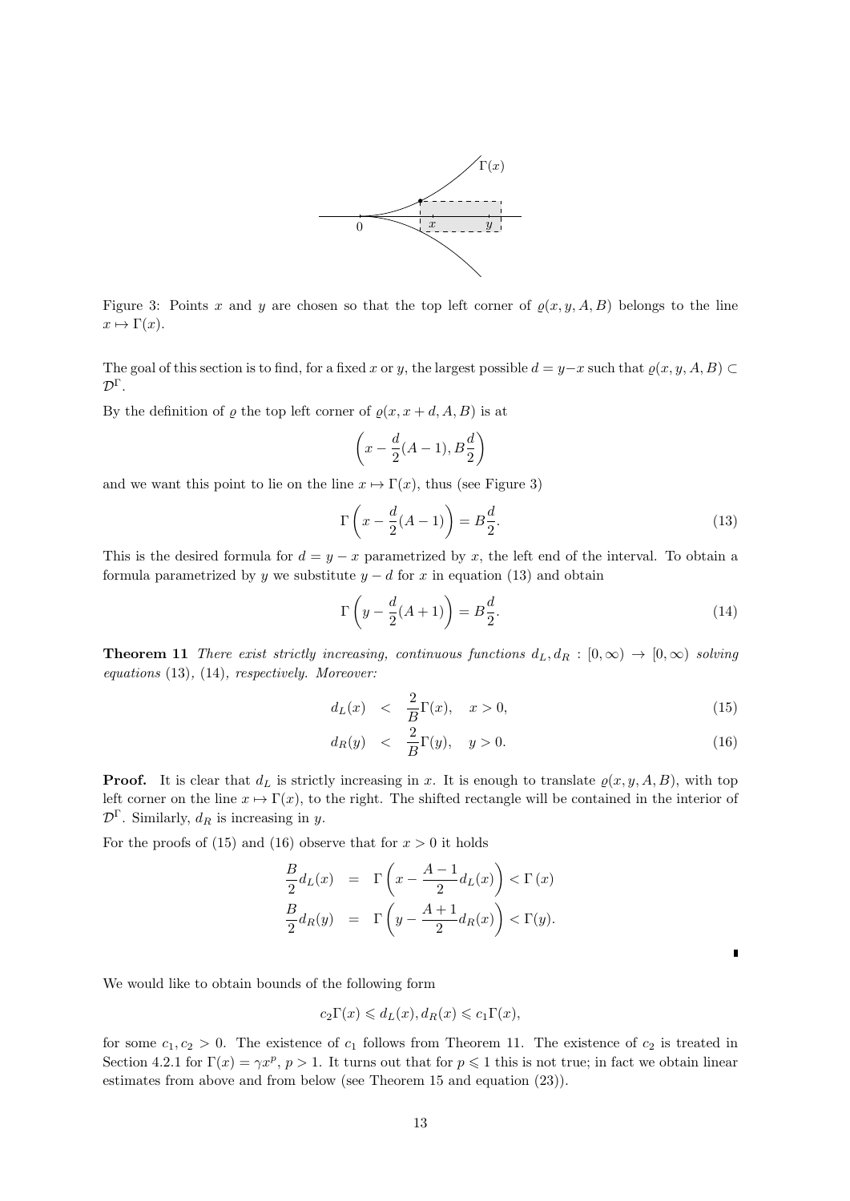Figure 3: Points $x$ and $y$ are chosen so that the top left corner of $\varrho(x, y, A, B)$ belongs to the line $x \mapsto \Gamma(x)$.

The goal of this section is to find, for a fixed $x$ or $y$, the largest possible $d = y - x$ such that $\varrho(x, y, A, B) \subset \mathcal{D}^\Gamma$.

By the definition of $\varrho$ the top left corner of $\varrho(x, x + d, A, B)$ is at

$$\left(x - \frac{d}{2}(A-1), B\frac{d}{2}\right)$$

and we want this point to lie on the line $x \mapsto \Gamma(x)$, thus (see Figure 3)

$$\Gamma\left(x - \frac{d}{2}(A-1)\right) = B\frac{d}{2}. \tag{13}$$

This is the desired formula for $d = y - x$ parametrized by $x$, the left end of the interval. To obtain a formula parametrized by $y$ we substitute $y - d$ for $x$ in equation (13) and obtain

$$\Gamma\left(y - \frac{d}{2}(A+1)\right) = B\frac{d}{2}. \tag{14}$$

**Theorem 11** *There exist strictly increasing, continuous functions $d_L, d_R : [0, \infty) \to [0, \infty)$ solving equations* (13), (14)*, respectively. Moreover:*

$$d_L(x) \;<\; \frac{2}{B}\Gamma(x), \quad x > 0, \tag{15}$$

$$d_R(y) \;<\; \frac{2}{B}\Gamma(y), \quad y > 0. \tag{16}$$

**Proof.** It is clear that $d_L$ is strictly increasing in $x$. It is enough to translate $\varrho(x, y, A, B)$, with top left corner on the line $x \mapsto \Gamma(x)$, to the right. The shifted rectangle will be contained in the interior of $\mathcal{D}^\Gamma$. Similarly, $d_R$ is increasing in $y$.

For the proofs of (15) and (16) observe that for $x > 0$ it holds

$$\begin{aligned}
\frac{B}{2}d_L(x) &= \Gamma\left(x - \frac{A-1}{2}d_L(x)\right) < \Gamma(x) \\
\frac{B}{2}d_R(y) &= \Gamma\left(y - \frac{A+1}{2}d_R(x)\right) < \Gamma(y).
\end{aligned}$$

∎

We would like to obtain bounds of the following form

$$c_2\Gamma(x) \leqslant d_L(x), d_R(x) \leqslant c_1\Gamma(x),$$

for some $c_1, c_2 > 0$. The existence of $c_1$ follows from Theorem 11. The existence of $c_2$ is treated in Section 4.2.1 for $\Gamma(x) = \gamma x^p$, $p > 1$. It turns out that for $p \leqslant 1$ this is not true; in fact we obtain linear estimates from above and from below (see Theorem 15 and equation (23)).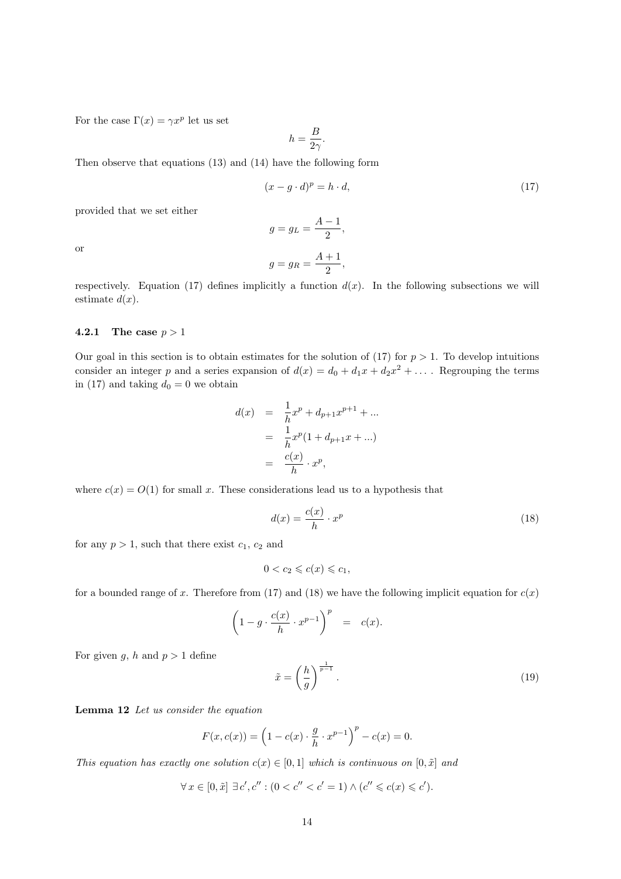For the case $\Gamma(x) = \gamma x^p$ let us set

$$h = \frac{B}{2\gamma}.$$

Then observe that equations (13) and (14) have the following form

$$(x - g \cdot d)^p = h \cdot d, \tag{17}$$

provided that we set either

$$g = g_L = \frac{A-1}{2},$$

or

$$g = g_R = \frac{A+1}{2},$$

respectively. Equation (17) defines implicitly a function $d(x)$. In the following subsections we will estimate $d(x)$.

### 4.2.1 The case $p > 1$

Our goal in this section is to obtain estimates for the solution of (17) for $p > 1$. To develop intuitions consider an integer $p$ and a series expansion of $d(x) = d_0 + d_1 x + d_2 x^2 + \dots$. Regrouping the terms in (17) and taking $d_0 = 0$ we obtain

$$\begin{aligned} d(x) &= \frac{1}{h}x^p + d_{p+1}x^{p+1} + ... \\ &= \frac{1}{h}x^p(1 + d_{p+1}x + ...) \\ &= \frac{c(x)}{h} \cdot x^p, \end{aligned}$$

where $c(x) = O(1)$ for small $x$. These considerations lead us to a hypothesis that

$$d(x) = \frac{c(x)}{h} \cdot x^p \tag{18}$$

for any $p > 1$, such that there exist $c_1$, $c_2$ and

$$0 < c_2 \leqslant c(x) \leqslant c_1,$$

for a bounded range of $x$. Therefore from (17) and (18) we have the following implicit equation for $c(x)$

$$\left(1 - g \cdot \frac{c(x)}{h} \cdot x^{p-1}\right)^p = c(x).$$

For given $g$, $h$ and $p > 1$ define

$$\tilde{x} = \left(\frac{h}{g}\right)^{\frac{1}{p-1}}. \tag{19}$$

**Lemma 12** *Let us consider the equation*

$$F(x, c(x)) = \left(1 - c(x) \cdot \frac{g}{h} \cdot x^{p-1}\right)^p - c(x) = 0.$$

*This equation has exactly one solution $c(x) \in [0, 1]$ which is continuous on $[0, \tilde{x}]$ and*

$$\forall\, x \in [0, \tilde{x}] \;\exists\, c', c'' : (0 < c'' < c' = 1) \wedge (c'' \leqslant c(x) \leqslant c').$$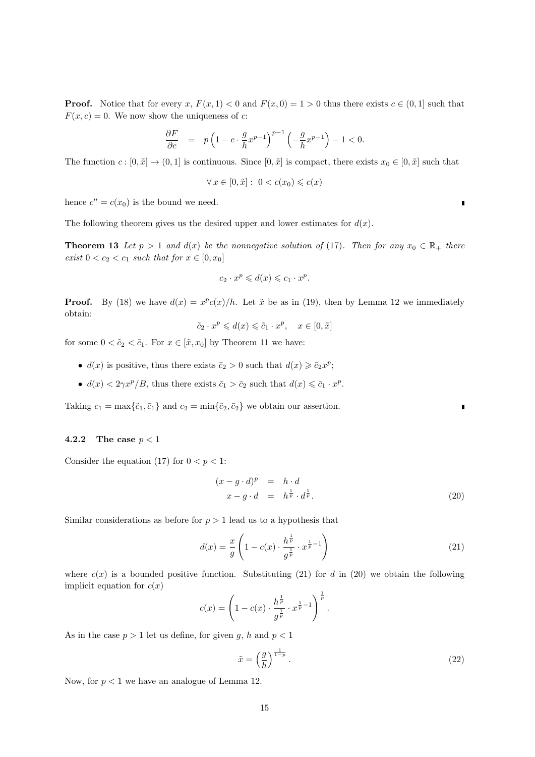**Proof.** Notice that for every $x$, $F(x,1) < 0$ and $F(x,0) = 1 > 0$ thus there exists $c \in (0,1]$ such that $F(x,c) = 0$. We now show the uniqueness of $c$:

$$\frac{\partial F}{\partial c} \;\;=\;\; p\left(1 - c \cdot \frac{g}{h} x^{p-1}\right)^{p-1}\left(-\frac{g}{h}x^{p-1}\right) - 1 < 0.$$

The function $c : [0, \tilde{x}] \to (0, 1]$ is continuous. Since $[0, \tilde{x}]$ is compact, there exists $x_0 \in [0, \tilde{x}]$ such that

$$\forall\, x \in [0, \tilde{x}] : \; 0 < c(x_0) \leqslant c(x)$$

hence $c'' = c(x_0)$ is the bound we need. ∎

The following theorem gives us the desired upper and lower estimates for $d(x)$.

**Theorem 13** *Let $p > 1$ and $d(x)$ be the nonnegative solution of (17). Then for any $x_0 \in \mathbb{R}_+$ there exist $0 < c_2 < c_1$ such that for $x \in [0, x_0]$*

$$c_2 \cdot x^p \leqslant d(x) \leqslant c_1 \cdot x^p.$$

**Proof.** By (18) we have $d(x) = x^p c(x)/h$. Let $\tilde{x}$ be as in (19), then by Lemma 12 we immediately obtain:

$$\tilde{c}_2 \cdot x^p \leqslant d(x) \leqslant \tilde{c}_1 \cdot x^p, \quad x \in [0, \tilde{x}]$$

for some $0 < \tilde{c}_2 < \tilde{c}_1$. For $x \in [\tilde{x}, x_0]$ by Theorem 11 we have:

- $d(x)$ is positive, thus there exists $\bar{c}_2 > 0$ such that $d(x) \geqslant \bar{c}_2 x^p$;
- $d(x) < 2\gamma x^p / B$, thus there exists $\bar{c}_1 > \bar{c}_2$ such that $d(x) \leqslant \bar{c}_1 \cdot x^p$.

Taking $c_1 = \max\{\tilde{c}_1, \bar{c}_1\}$ and $c_2 = \min\{\tilde{c}_2, \bar{c}_2\}$ we obtain our assertion. ∎

#### 4.2.2 The case $p < 1$

Consider the equation (17) for $0 < p < 1$:

$$\begin{aligned}
(x - g \cdot d)^p &= h \cdot d \\
x - g \cdot d &= h^{\frac{1}{p}} \cdot d^{\frac{1}{p}}.
\end{aligned} \tag{20}$$

Similar considerations as before for $p > 1$ lead us to a hypothesis that

$$d(x) = \frac{x}{g}\left(1 - c(x) \cdot \frac{h^{\frac{1}{p}}}{g^{\frac{1}{p}}} \cdot x^{\frac{1}{p} - 1}\right) \tag{21}$$

where $c(x)$ is a bounded positive function. Substituting (21) for $d$ in (20) we obtain the following implicit equation for $c(x)$

$$c(x) = \left(1 - c(x) \cdot \frac{h^{\frac{1}{p}}}{g^{\frac{1}{p}}} \cdot x^{\frac{1}{p} - 1}\right)^{\frac{1}{p}}.$$

As in the case $p > 1$ let us define, for given $g$, $h$ and $p < 1$

$$\tilde{x} = \left(\frac{g}{h}\right)^{\frac{1}{1-p}}. \tag{22}$$

Now, for $p < 1$ we have an analogue of Lemma 12.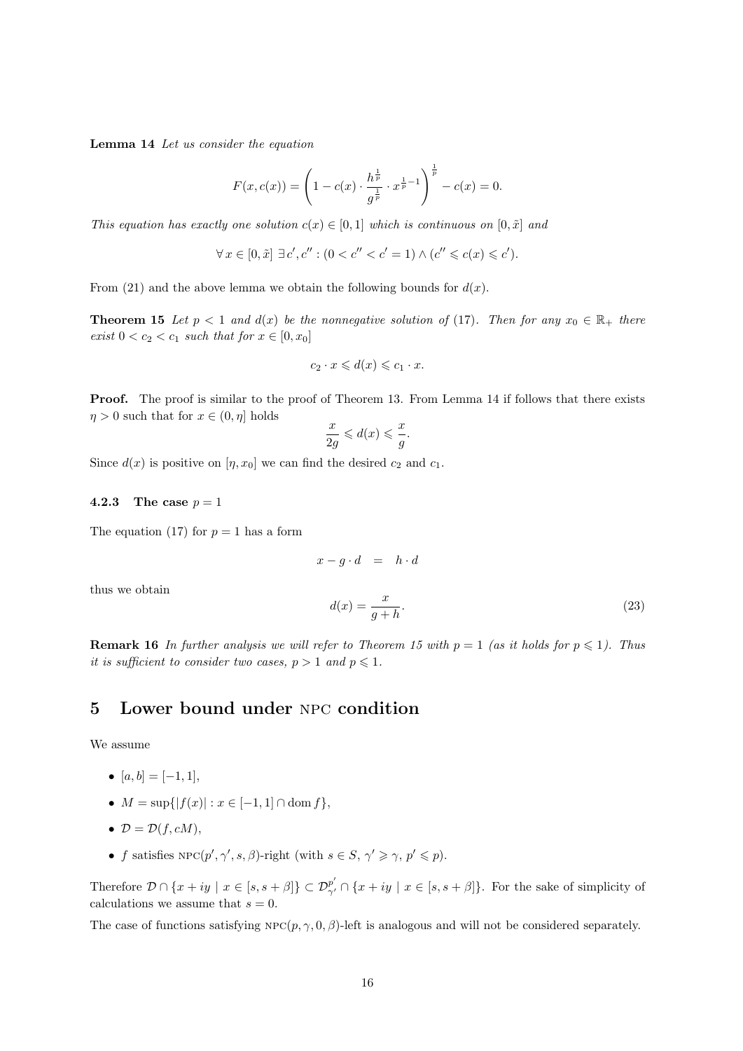**Lemma 14** *Let us consider the equation*

$$F(x, c(x)) = \left(1 - c(x) \cdot \frac{h^{\frac{1}{p}}}{g^{\frac{1}{p}}} \cdot x^{\frac{1}{p}-1}\right)^{\frac{1}{p}} - c(x) = 0.$$

*This equation has exactly one solution $c(x) \in [0, 1]$ which is continuous on $[0, \tilde{x}]$ and*

$$\forall\, x \in [0, \tilde{x}]\ \exists\, c', c'' : (0 < c'' < c' = 1) \wedge (c'' \leqslant c(x) \leqslant c').$$

From (21) and the above lemma we obtain the following bounds for $d(x)$.

**Theorem 15** *Let $p < 1$ and $d(x)$ be the nonnegative solution of (17). Then for any $x_0 \in \mathbb{R}_+$ there exist $0 < c_2 < c_1$ such that for $x \in [0, x_0]$*

$$c_2 \cdot x \leqslant d(x) \leqslant c_1 \cdot x.$$

**Proof.** The proof is similar to the proof of Theorem 13. From Lemma 14 if follows that there exists $\eta > 0$ such that for $x \in (0, \eta]$ holds

$$\frac{x}{2g} \leqslant d(x) \leqslant \frac{x}{g}.$$

Since $d(x)$ is positive on $[\eta, x_0]$ we can find the desired $c_2$ and $c_1$.

### 4.2.3 The case $p = 1$

The equation (17) for $p = 1$ has a form

$$x - g \cdot d \quad = \quad h \cdot d$$

thus we obtain

$$d(x) = \frac{x}{g + h}. \tag{23}$$

**Remark 16** *In further analysis we will refer to Theorem 15 with $p = 1$ (as it holds for $p \leqslant 1$). Thus it is sufficient to consider two cases, $p > 1$ and $p \leqslant 1$.*

# 5 Lower bound under NPC condition

We assume

- $[a, b] = [-1, 1]$,
- $M = \sup\{|f(x)| : x \in [-1, 1] \cap \operatorname{dom} f\}$,
- $\mathcal{D} = \mathcal{D}(f, cM)$,
- $f$ satisfies NPC$(p', \gamma', s, \beta)$-right (with $s \in S$, $\gamma' \geqslant \gamma$, $p' \leqslant p$).

Therefore $\mathcal{D} \cap \{x + iy \mid x \in [s, s + \beta]\} \subset \mathcal{D}^{p'}_{\gamma'} \cap \{x + iy \mid x \in [s, s + \beta]\}$. For the sake of simplicity of calculations we assume that $s = 0$.

The case of functions satisfying NPC$(p, \gamma, 0, \beta)$-left is analogous and will not be considered separately.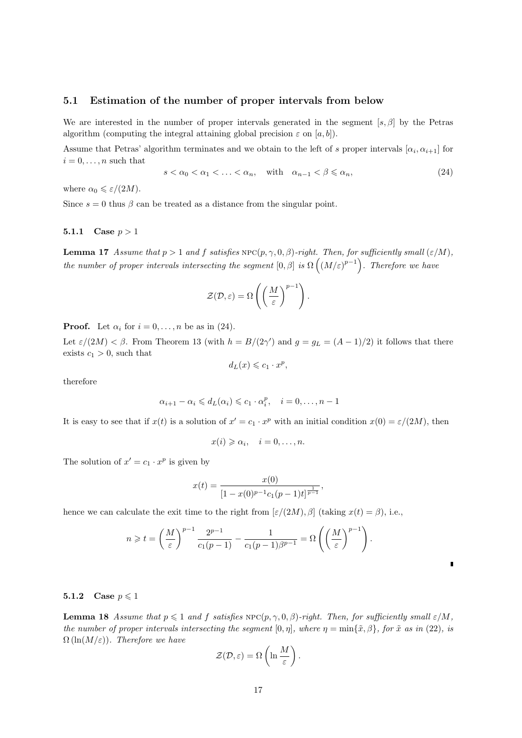### 5.1 Estimation of the number of proper intervals from below

We are interested in the number of proper intervals generated in the segment $[s, \beta]$ by the Petras algorithm (computing the integral attaining global precision $\varepsilon$ on $[a, b]$).

Assume that Petras' algorithm terminates and we obtain to the left of $s$ proper intervals $[\alpha_i, \alpha_{i+1}]$ for $i = 0, \ldots, n$ such that

$$s < \alpha_0 < \alpha_1 < \ldots < \alpha_n, \quad \text{with} \quad \alpha_{n-1} < \beta \leqslant \alpha_n, \tag{24}$$

where $\alpha_0 \leqslant \varepsilon/(2M)$.

Since $s = 0$ thus $\beta$ can be treated as a distance from the singular point.

#### 5.1.1 Case $p > 1$

**Lemma 17** *Assume that $p > 1$ and $f$ satisfies* NPC$(p, \gamma, 0, \beta)$*-right. Then, for sufficiently small $(\varepsilon/M)$, the number of proper intervals intersecting the segment $[0, \beta]$ is $\Omega\left((M/\varepsilon)^{p-1}\right)$. Therefore we have*

$$\mathcal{Z}(\mathcal{D}, \varepsilon) = \Omega\left(\left(\frac{M}{\varepsilon}\right)^{p-1}\right).$$

**Proof.** Let $\alpha_i$ for $i = 0, \ldots, n$ be as in (24).

Let $\varepsilon/(2M) < \beta$. From Theorem 13 (with $h = B/(2\gamma')$ and $g = g_L = (A-1)/2$) it follows that there exists $c_1 > 0$, such that

$$d_L(x) \leqslant c_1 \cdot x^p,$$

therefore

$$\alpha_{i+1} - \alpha_i \leqslant d_L(\alpha_i) \leqslant c_1 \cdot \alpha_i^p, \quad i = 0, \ldots, n-1$$

It is easy to see that if $x(t)$ is a solution of $x' = c_1 \cdot x^p$ with an initial condition $x(0) = \varepsilon/(2M)$, then

$$x(i) \geqslant \alpha_i, \quad i = 0, \ldots, n.$$

The solution of $x' = c_1 \cdot x^p$ is given by

$$x(t) = \frac{x(0)}{[1 - x(0)^{p-1} c_1 (p-1) t]^{\frac{1}{p-1}}},$$

hence we can calculate the exit time to the right from $[\varepsilon/(2M), \beta]$ (taking $x(t) = \beta$), i.e.,

$$n \geqslant t = \left(\frac{M}{\varepsilon}\right)^{p-1} \frac{2^{p-1}}{c_1(p-1)} - \frac{1}{c_1(p-1)\beta^{p-1}} = \Omega\left(\left(\frac{M}{\varepsilon}\right)^{p-1}\right).$$

∎

#### 5.1.2 Case $p \leqslant 1$

**Lemma 18** *Assume that $p \leqslant 1$ and $f$ satisfies* NPC$(p, \gamma, 0, \beta)$*-right. Then, for sufficiently small $\varepsilon/M$, the number of proper intervals intersecting the segment $[0, \eta]$, where $\eta = \min\{\tilde{x}, \beta\}$, for $\tilde{x}$ as in (22), is $\Omega(\ln(M/\varepsilon))$. Therefore we have*

$$\mathcal{Z}(\mathcal{D}, \varepsilon) = \Omega\left(\ln \frac{M}{\varepsilon}\right).$$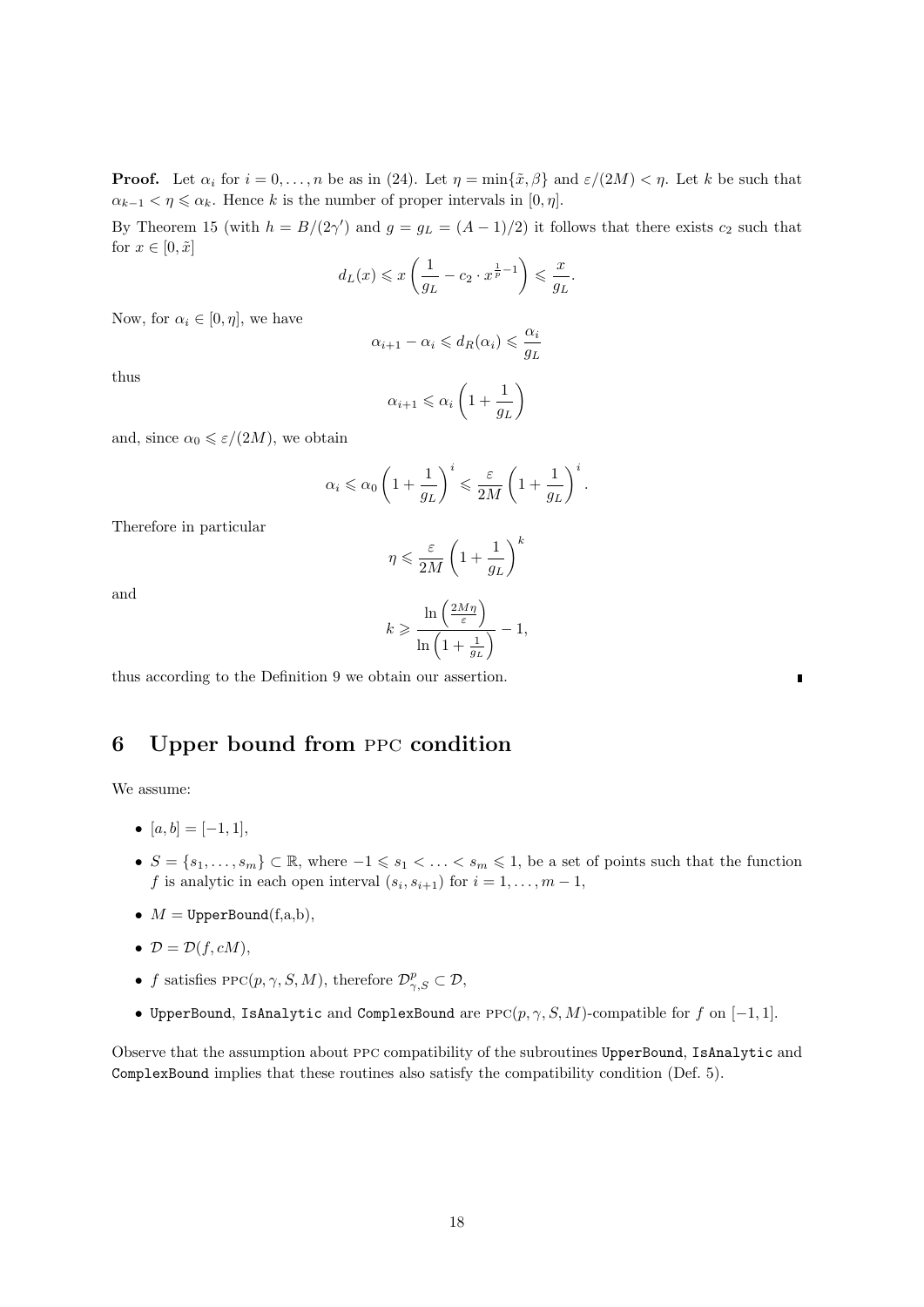**Proof.** Let $\alpha_i$ for $i = 0, \ldots, n$ be as in (24). Let $\eta = \min\{\tilde{x}, \beta\}$ and $\varepsilon/(2M) < \eta$. Let $k$ be such that $\alpha_{k-1} < \eta \leqslant \alpha_k$. Hence $k$ is the number of proper intervals in $[0, \eta]$.

By Theorem 15 (with $h = B/(2\gamma')$ and $g = g_L = (A-1)/2$) it follows that there exists $c_2$ such that for $x \in [0, \tilde{x}]$

$$d_L(x) \leqslant x \left( \frac{1}{g_L} - c_2 \cdot x^{\frac{1}{p}-1} \right) \leqslant \frac{x}{g_L}.$$

Now, for $\alpha_i \in [0, \eta]$, we have

$$\alpha_{i+1} - \alpha_i \leqslant d_R(\alpha_i) \leqslant \frac{\alpha_i}{g_L}$$

thus

$$\alpha_{i+1} \leqslant \alpha_i \left( 1 + \frac{1}{g_L} \right)$$

and, since $\alpha_0 \leqslant \varepsilon/(2M)$, we obtain

$$\alpha_i \leqslant \alpha_0 \left( 1 + \frac{1}{g_L} \right)^i \leqslant \frac{\varepsilon}{2M} \left( 1 + \frac{1}{g_L} \right)^i.$$

Therefore in particular

$$\eta \leqslant \frac{\varepsilon}{2M} \left( 1 + \frac{1}{g_L} \right)^k$$

and

$$k \geqslant \frac{\ln\left(\frac{2M\eta}{\varepsilon}\right)}{\ln\left(1 + \frac{1}{g_L}\right)} - 1,$$

thus according to the Definition 9 we obtain our assertion. ∎

## 6 Upper bound from PPC condition

We assume:

- $[a, b] = [-1, 1]$,
- $S = \{s_1, \ldots, s_m\} \subset \mathbb{R}$, where $-1 \leqslant s_1 < \ldots < s_m \leqslant 1$, be a set of points such that the function $f$ is analytic in each open interval $(s_i, s_{i+1})$ for $i = 1, \ldots, m-1$,
- $M =$ `UpperBound(f,a,b)`,
- $\mathcal{D} = \mathcal{D}(f, cM)$,
- $f$ satisfies $\text{PPC}(p, \gamma, S, M)$, therefore $\mathcal{D}^p_{\gamma,S} \subset \mathcal{D}$,
- `UpperBound`, `IsAnalytic` and `ComplexBound` are $\text{PPC}(p, \gamma, S, M)$-compatible for $f$ on $[-1, 1]$.

Observe that the assumption about PPC compatibility of the subroutines `UpperBound`, `IsAnalytic` and `ComplexBound` implies that these routines also satisfy the compatibility condition (Def. 5).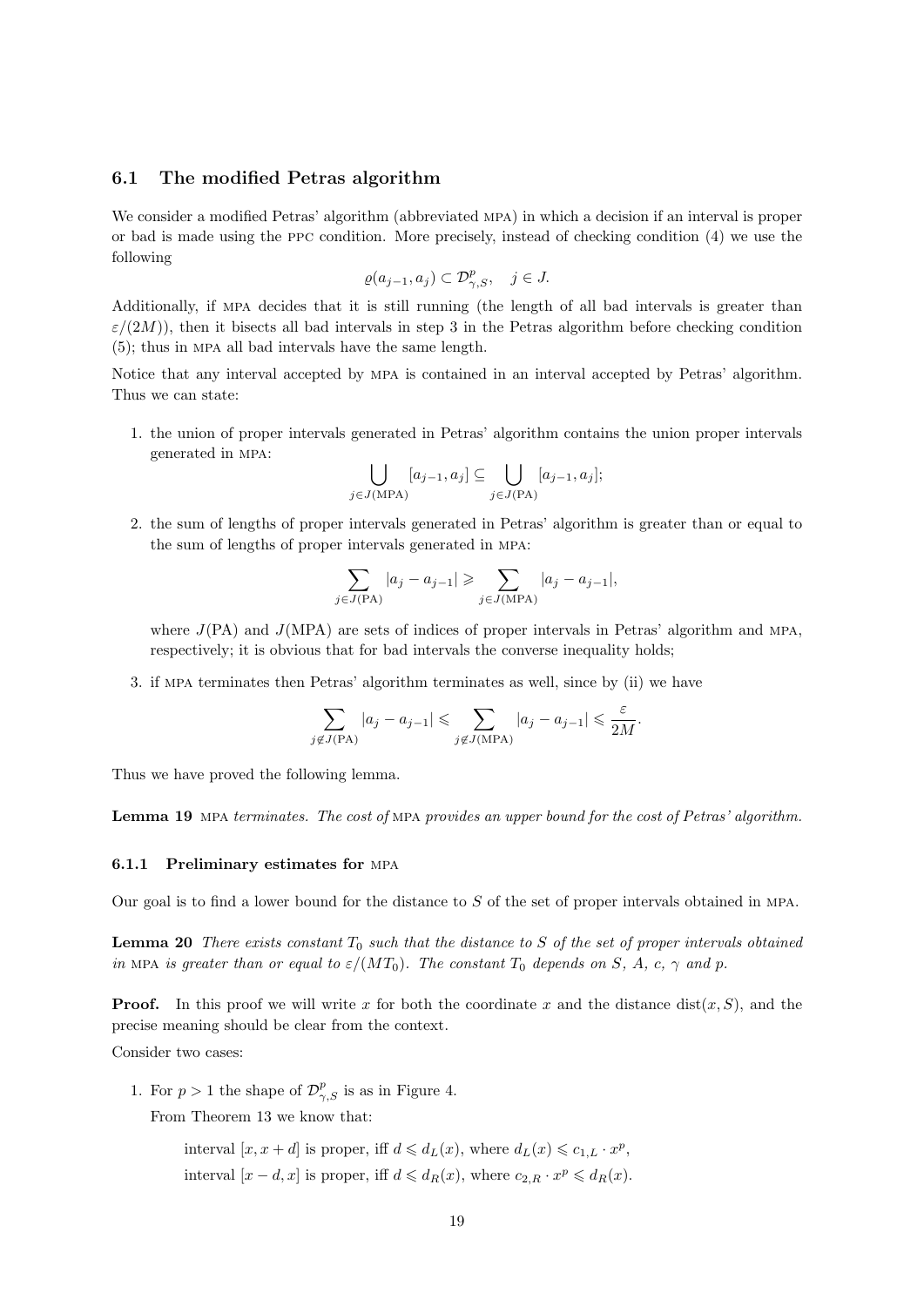### 6.1 The modified Petras algorithm

We consider a modified Petras' algorithm (abbreviated MPA) in which a decision if an interval is proper or bad is made using the PPC condition. More precisely, instead of checking condition (4) we use the following

$$\varrho(a_{j-1}, a_j) \subset \mathcal{D}^p_{\gamma,S}, \quad j \in J.$$

Additionally, if MPA decides that it is still running (the length of all bad intervals is greater than $\varepsilon/(2M)$), then it bisects all bad intervals in step 3 in the Petras algorithm before checking condition (5); thus in MPA all bad intervals have the same length.

Notice that any interval accepted by MPA is contained in an interval accepted by Petras' algorithm. Thus we can state:

1. the union of proper intervals generated in Petras' algorithm contains the union proper intervals generated in MPA:
$$\bigcup_{j \in J(\mathrm{MPA})} [a_{j-1}, a_j] \subseteq \bigcup_{j \in J(\mathrm{PA})} [a_{j-1}, a_j];$$
2. the sum of lengths of proper intervals generated in Petras' algorithm is greater than or equal to the sum of lengths of proper intervals generated in MPA:
$$\sum_{j \in J(\mathrm{PA})} |a_j - a_{j-1}| \geqslant \sum_{j \in J(\mathrm{MPA})} |a_j - a_{j-1}|,$$
where $J(\mathrm{PA})$ and $J(\mathrm{MPA})$ are sets of indices of proper intervals in Petras' algorithm and MPA, respectively; it is obvious that for bad intervals the converse inequality holds;
3. if MPA terminates then Petras' algorithm terminates as well, since by (ii) we have
$$\sum_{j \notin J(\mathrm{PA})} |a_j - a_{j-1}| \leqslant \sum_{j \notin J(\mathrm{MPA})} |a_j - a_{j-1}| \leqslant \frac{\varepsilon}{2M}.$$

Thus we have proved the following lemma.

**Lemma 19** *MPA terminates. The cost of MPA provides an upper bound for the cost of Petras' algorithm.*

#### 6.1.1 Preliminary estimates for MPA

Our goal is to find a lower bound for the distance to $S$ of the set of proper intervals obtained in MPA.

**Lemma 20** *There exists constant $T_0$ such that the distance to $S$ of the set of proper intervals obtained in MPA is greater than or equal to $\varepsilon/(MT_0)$. The constant $T_0$ depends on $S$, $A$, $c$, $\gamma$ and $p$.*

**Proof.** In this proof we will write $x$ for both the coordinate $x$ and the distance $\mathrm{dist}(x, S)$, and the precise meaning should be clear from the context.

Consider two cases:

1. For $p > 1$ the shape of $\mathcal{D}^p_{\gamma,S}$ is as in Figure 4.

   From Theorem 13 we know that:

   interval $[x, x+d]$ is proper, iff $d \leqslant d_L(x)$, where $d_L(x) \leqslant c_{1,L} \cdot x^p$,

   interval $[x-d, x]$ is proper, iff $d \leqslant d_R(x)$, where $c_{2,R} \cdot x^p \leqslant d_R(x)$.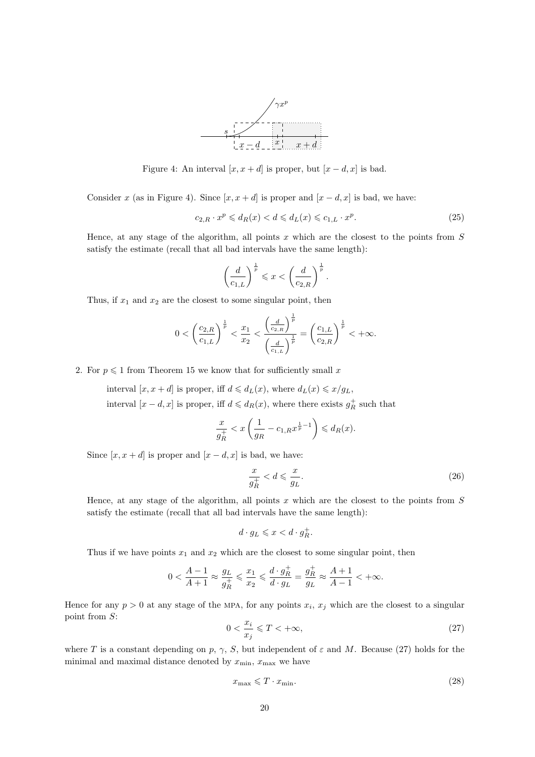Figure 4: An interval $[x, x+d]$ is proper, but $[x-d, x]$ is bad.

Consider $x$ (as in Figure 4). Since $[x, x+d]$ is proper and $[x-d, x]$ is bad, we have:

$$c_{2,R} \cdot x^p \leqslant d_R(x) < d \leqslant d_L(x) \leqslant c_{1,L} \cdot x^p. \tag{25}$$

Hence, at any stage of the algorithm, all points $x$ which are the closest to the points from $S$ satisfy the estimate (recall that all bad intervals have the same length):

$$\left(\frac{d}{c_{1,L}}\right)^{\frac{1}{p}} \leqslant x < \left(\frac{d}{c_{2,R}}\right)^{\frac{1}{p}}.$$

Thus, if $x_1$ and $x_2$ are the closest to some singular point, then

$$0 < \left(\frac{c_{2,R}}{c_{1,L}}\right)^{\frac{1}{p}} < \frac{x_1}{x_2} < \frac{\left(\frac{d}{c_{2,R}}\right)^{\frac{1}{p}}}{\left(\frac{d}{c_{1,L}}\right)^{\frac{1}{p}}} = \left(\frac{c_{1,L}}{c_{2,R}}\right)^{\frac{1}{p}} < +\infty.$$

2. For $p \leqslant 1$ from Theorem 15 we know that for sufficiently small $x$

   interval $[x, x+d]$ is proper, iff $d \leqslant d_L(x)$, where $d_L(x) \leqslant x/g_L$,
   interval $[x-d, x]$ is proper, iff $d \leqslant d_R(x)$, where there exists $g_R^+$ such that

   $$\frac{x}{g_R^+} < x\left(\frac{1}{g_R} - c_{1,R}x^{\frac{1}{p}-1}\right) \leqslant d_R(x).$$

   Since $[x, x+d]$ is proper and $[x-d, x]$ is bad, we have:

   $$\frac{x}{g_R^+} < d \leqslant \frac{x}{g_L}. \tag{26}$$

   Hence, at any stage of the algorithm, all points $x$ which are the closest to the points from $S$ satisfy the estimate (recall that all bad intervals have the same length):

   $$d \cdot g_L \leqslant x < d \cdot g_R^+.$$

   Thus if we have points $x_1$ and $x_2$ which are the closest to some singular point, then

   $$0 < \frac{A-1}{A+1} \approx \frac{g_L}{g_R^+} \leqslant \frac{x_1}{x_2} \leqslant \frac{d \cdot g_R^+}{d \cdot g_L} = \frac{g_R^+}{g_L} \approx \frac{A+1}{A-1} < +\infty.$$

Hence for any $p > 0$ at any stage of the MPA, for any points $x_i$, $x_j$ which are the closest to a singular point from $S$:

$$0 < \frac{x_i}{x_j} \leqslant T < +\infty, \tag{27}$$

where $T$ is a constant depending on $p$, $\gamma$, $S$, but independent of $\varepsilon$ and $M$. Because (27) holds for the minimal and maximal distance denoted by $x_{\min}$, $x_{\max}$ we have

$$x_{\max} \leqslant T \cdot x_{\min}. \tag{28}$$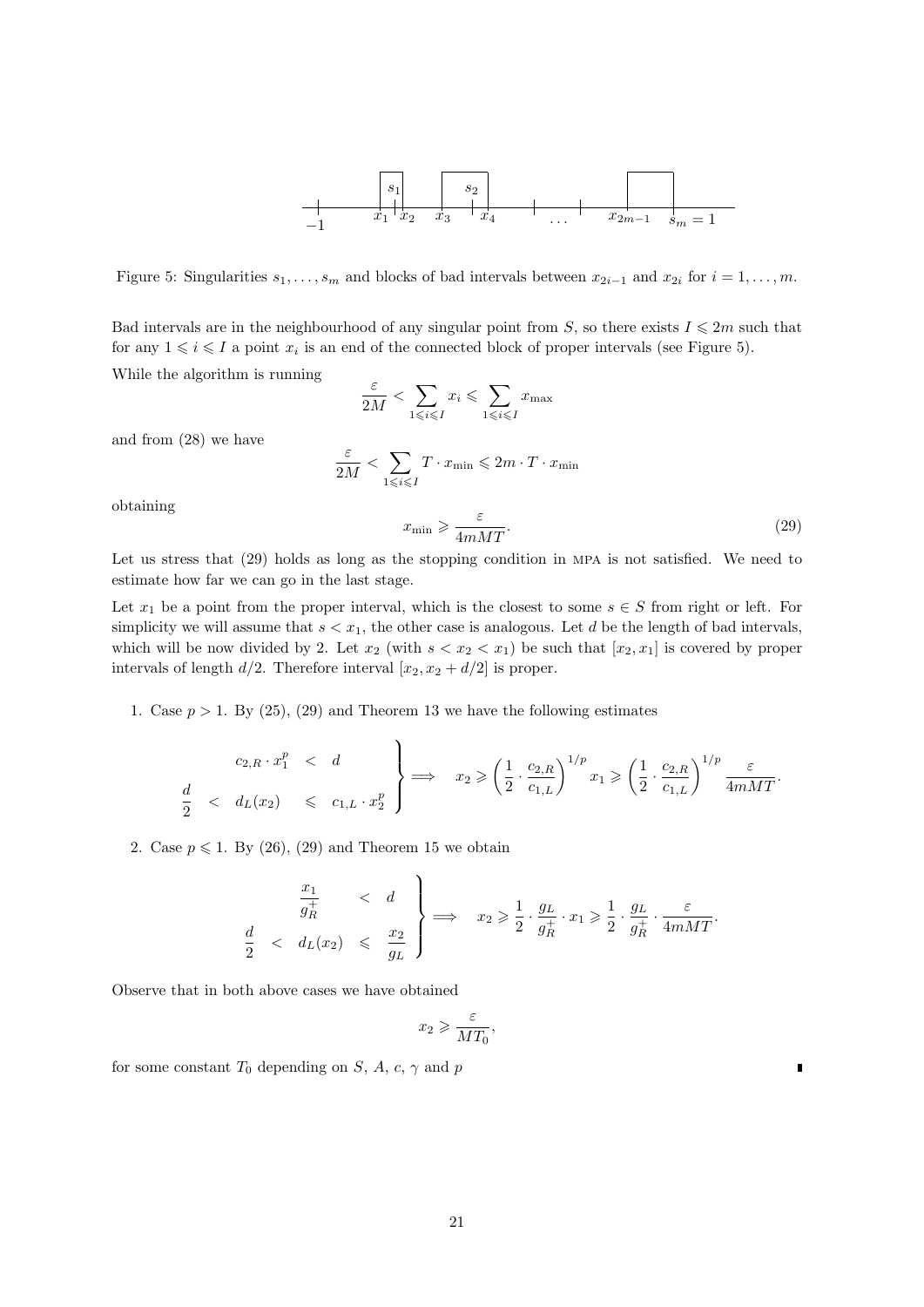Figure 5: Singularities $s_1, \ldots, s_m$ and blocks of bad intervals between $x_{2i-1}$ and $x_{2i}$ for $i = 1, \ldots, m$.

Bad intervals are in the neighbourhood of any singular point from $S$, so there exists $I \leqslant 2m$ such that for any $1 \leqslant i \leqslant I$ a point $x_i$ is an end of the connected block of proper intervals (see Figure 5).

While the algorithm is running

$$\frac{\varepsilon}{2M} < \sum_{1 \leqslant i \leqslant I} x_i \leqslant \sum_{1 \leqslant i \leqslant I} x_{\max}$$

and from (28) we have

$$\frac{\varepsilon}{2M} < \sum_{1 \leqslant i \leqslant I} T \cdot x_{\min} \leqslant 2m \cdot T \cdot x_{\min}$$

obtaining

$$x_{\min} \geqslant \frac{\varepsilon}{4mMT}. \tag{29}$$

Let us stress that (29) holds as long as the stopping condition in MPA is not satisfied. We need to estimate how far we can go in the last stage.

Let $x_1$ be a point from the proper interval, which is the closest to some $s \in S$ from right or left. For simplicity we will assume that $s < x_1$, the other case is analogous. Let $d$ be the length of bad intervals, which will be now divided by 2. Let $x_2$ (with $s < x_2 < x_1$) be such that $[x_2, x_1]$ is covered by proper intervals of length $d/2$. Therefore interval $[x_2, x_2 + d/2]$ is proper.

1. Case $p > 1$. By (25), (29) and Theorem 13 we have the following estimates

$$\left.\begin{array}{rcccl} & & c_{2,R} \cdot x_1^p & < & d \\ \dfrac{d}{2} & < & d_L(x_2) & \leqslant & c_{1,L} \cdot x_2^p \end{array}\right\} \Longrightarrow \quad x_2 \geqslant \left(\frac{1}{2} \cdot \frac{c_{2,R}}{c_{1,L}}\right)^{1/p} x_1 \geqslant \left(\frac{1}{2} \cdot \frac{c_{2,R}}{c_{1,L}}\right)^{1/p} \frac{\varepsilon}{4mMT}.$$

2. Case $p \leqslant 1$. By (26), (29) and Theorem 15 we obtain

$$\left.\begin{array}{rcccl} & & \dfrac{x_1}{g_R^+} & < & d \\ \dfrac{d}{2} & < & d_L(x_2) & \leqslant & \dfrac{x_2}{g_L} \end{array}\right\} \Longrightarrow \quad x_2 \geqslant \frac{1}{2} \cdot \frac{g_L}{g_R^+} \cdot x_1 \geqslant \frac{1}{2} \cdot \frac{g_L}{g_R^+} \cdot \frac{\varepsilon}{4mMT}.$$

Observe that in both above cases we have obtained

$$x_2 \geqslant \frac{\varepsilon}{MT_0},$$

for some constant $T_0$ depending on $S$, $A$, $c$, $\gamma$ and $p$ ∎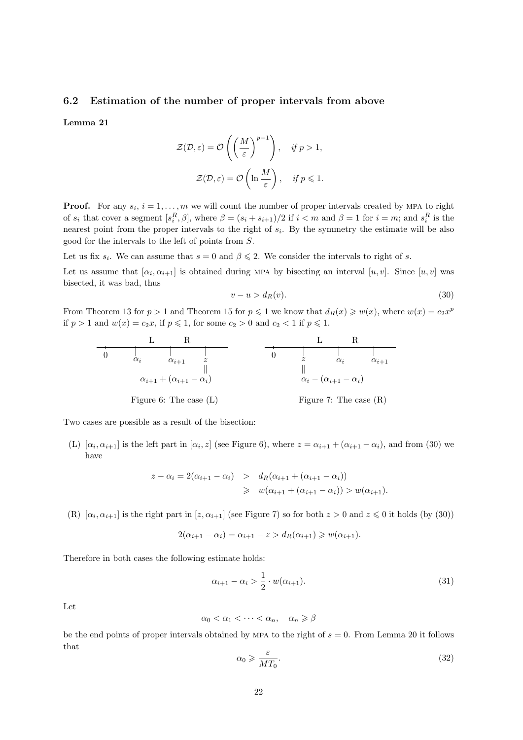### 6.2 Estimation of the number of proper intervals from above

**Lemma 21**

$$\mathcal{Z}(\mathcal{D}, \varepsilon) = \mathcal{O}\left(\left(\frac{M}{\varepsilon}\right)^{p-1}\right), \quad \text{if } p > 1,$$

$$\mathcal{Z}(\mathcal{D}, \varepsilon) = \mathcal{O}\left(\ln \frac{M}{\varepsilon}\right), \quad \text{if } p \leqslant 1.$$

**Proof.** For any $s_i$, $i = 1, \ldots, m$ we will count the number of proper intervals created by MPA to right of $s_i$ that cover a segment $[s_i^R, \beta]$, where $\beta = (s_i + s_{i+1})/2$ if $i < m$ and $\beta = 1$ for $i = m$; and $s_i^R$ is the nearest point from the proper intervals to the right of $s_i$. By the symmetry the estimate will be also good for the intervals to the left of points from $S$.

Let us fix $s_i$. We can assume that $s = 0$ and $\beta \leqslant 2$. We consider the intervals to right of $s$.

Let us assume that $[\alpha_i, \alpha_{i+1}]$ is obtained during MPA by bisecting an interval $[u, v]$. Since $[u, v]$ was bisected, it was bad, thus

$$v - u > d_R(v). \tag{30}$$

From Theorem 13 for $p > 1$ and Theorem 15 for $p \leqslant 1$ we know that $d_R(x) \geqslant w(x)$, where $w(x) = c_2 x^p$ if $p > 1$ and $w(x) = c_2 x$, if $p \leqslant 1$, for some $c_2 > 0$ and $c_2 < 1$ if $p \leqslant 1$.

Figure 6: The case (L)

Figure 7: The case (R)

Two cases are possible as a result of the bisection:

(L) $[\alpha_i, \alpha_{i+1}]$ is the left part in $[\alpha_i, z]$ (see Figure 6), where $z = \alpha_{i+1} + (\alpha_{i+1} - \alpha_i)$, and from (30) we have

$$\begin{aligned} z - \alpha_i = 2(\alpha_{i+1} - \alpha_i) \quad &> \quad d_R(\alpha_{i+1} + (\alpha_{i+1} - \alpha_i)) \\ &\geqslant \quad w(\alpha_{i+1} + (\alpha_{i+1} - \alpha_i)) > w(\alpha_{i+1}). \end{aligned}$$

(R) $[\alpha_i, \alpha_{i+1}]$ is the right part in $[z, \alpha_{i+1}]$ (see Figure 7) so for both $z > 0$ and $z \leqslant 0$ it holds (by (30))

$$2(\alpha_{i+1} - \alpha_i) = \alpha_{i+1} - z > d_R(\alpha_{i+1}) \geqslant w(\alpha_{i+1}).$$

Therefore in both cases the following estimate holds:

$$\alpha_{i+1} - \alpha_i > \frac{1}{2} \cdot w(\alpha_{i+1}). \tag{31}$$

Let

$$\alpha_0 < \alpha_1 < \cdots < \alpha_n, \quad \alpha_n \geqslant \beta$$

be the end points of proper intervals obtained by MPA to the right of $s = 0$. From Lemma 20 it follows that

$$\alpha_0 \geqslant \frac{\varepsilon}{MT_0}. \tag{32}$$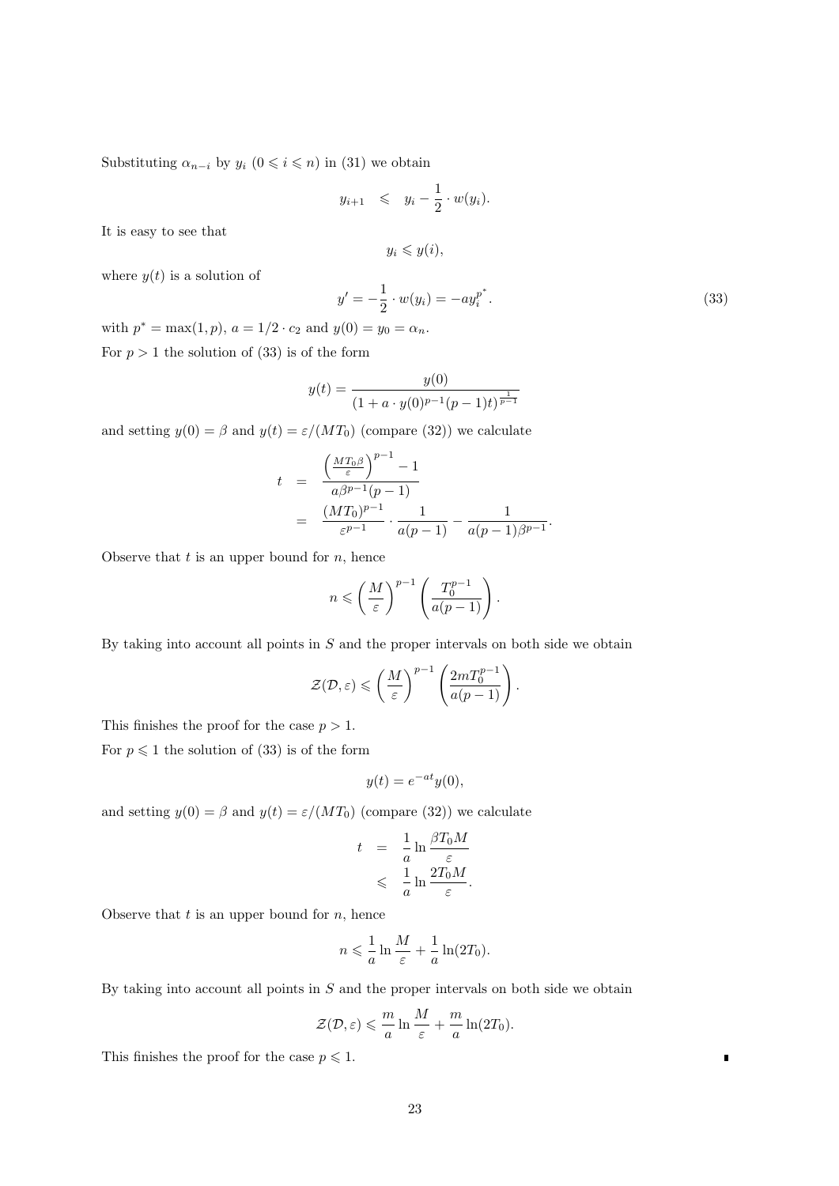Substituting $\alpha_{n-i}$ by $y_i$ $(0 \leqslant i \leqslant n)$ in (31) we obtain

$$y_{i+1} \leqslant y_i - \frac{1}{2} \cdot w(y_i).$$

It is easy to see that

$$y_i \leqslant y(i),$$

where $y(t)$ is a solution of

$$y' = -\frac{1}{2} \cdot w(y_i) = -a y_i^{p^*}. \tag{33}$$

with $p^* = \max(1, p)$, $a = 1/2 \cdot c_2$ and $y(0) = y_0 = \alpha_n$.

For $p > 1$ the solution of (33) is of the form

$$y(t) = \frac{y(0)}{(1 + a \cdot y(0)^{p-1}(p-1)t)^{\frac{1}{p-1}}}$$

and setting $y(0) = \beta$ and $y(t) = \varepsilon/(MT_0)$ (compare (32)) we calculate

$$\begin{aligned} t &= \frac{\left(\frac{MT_0\beta}{\varepsilon}\right)^{p-1} - 1}{a\beta^{p-1}(p-1)} \\ &= \frac{(MT_0)^{p-1}}{\varepsilon^{p-1}} \cdot \frac{1}{a(p-1)} - \frac{1}{a(p-1)\beta^{p-1}}. \end{aligned}$$

Observe that $t$ is an upper bound for $n$, hence

$$n \leqslant \left(\frac{M}{\varepsilon}\right)^{p-1} \left(\frac{T_0^{p-1}}{a(p-1)}\right).$$

By taking into account all points in $S$ and the proper intervals on both side we obtain

$$\mathcal{Z}(\mathcal{D}, \varepsilon) \leqslant \left(\frac{M}{\varepsilon}\right)^{p-1} \left(\frac{2mT_0^{p-1}}{a(p-1)}\right).$$

This finishes the proof for the case $p > 1$.

For $p \leqslant 1$ the solution of (33) is of the form

$$y(t) = e^{-at} y(0),$$

and setting $y(0) = \beta$ and $y(t) = \varepsilon/(MT_0)$ (compare (32)) we calculate

$$\begin{aligned} t &= \frac{1}{a} \ln \frac{\beta T_0 M}{\varepsilon} \\ &\leqslant \frac{1}{a} \ln \frac{2T_0 M}{\varepsilon}. \end{aligned}$$

Observe that $t$ is an upper bound for $n$, hence

$$n \leqslant \frac{1}{a} \ln \frac{M}{\varepsilon} + \frac{1}{a} \ln(2T_0).$$

By taking into account all points in $S$ and the proper intervals on both side we obtain

$$\mathcal{Z}(\mathcal{D}, \varepsilon) \leqslant \frac{m}{a} \ln \frac{M}{\varepsilon} + \frac{m}{a} \ln(2T_0).$$

This finishes the proof for the case $p \leqslant 1$. ∎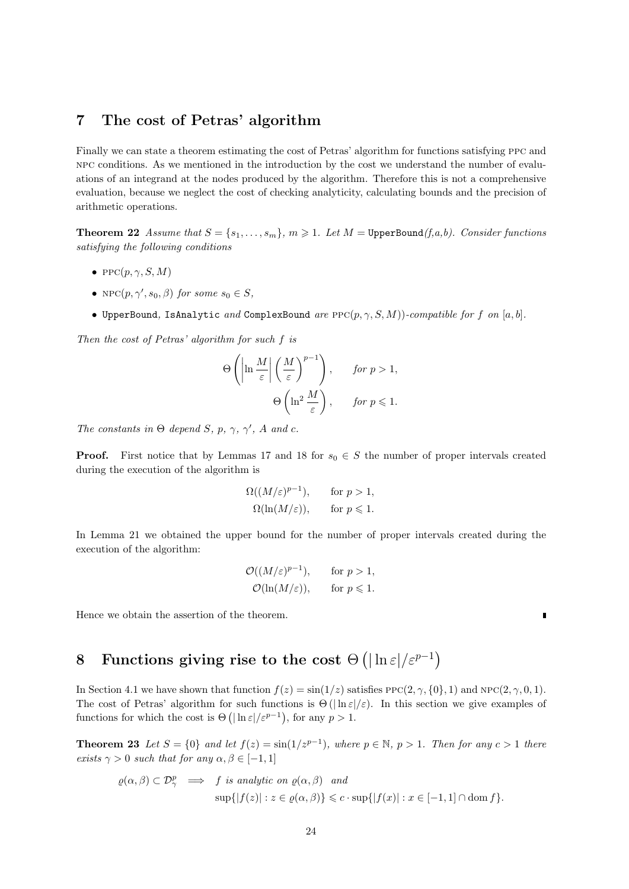## 7 The cost of Petras' algorithm

Finally we can state a theorem estimating the cost of Petras' algorithm for functions satisfying PPC and NPC conditions. As we mentioned in the introduction by the cost we understand the number of evaluations of an integrand at the nodes produced by the algorithm. Therefore this is not a comprehensive evaluation, because we neglect the cost of checking analyticity, calculating bounds and the precision of arithmetic operations.

**Theorem 22** *Assume that $S = \{s_1, \ldots, s_m\}$, $m \geqslant 1$. Let $M =$ `UpperBound`(f,a,b). Consider functions satisfying the following conditions*

- $\text{PPC}(p, \gamma, S, M)$
- $\text{NPC}(p, \gamma', s_0, \beta)$ *for some $s_0 \in S$,*
- `UpperBound`, `IsAnalytic` *and* `ComplexBound` *are $\text{PPC}(p, \gamma, S, M)$)-compatible for $f$ on $[a, b]$.*

*Then the cost of Petras' algorithm for such $f$ is*

$$\Theta\left(\left|\ln \frac{M}{\varepsilon}\right| \left(\frac{M}{\varepsilon}\right)^{p-1}\right), \qquad \text{for } p > 1,$$

$$\Theta\left(\ln^2 \frac{M}{\varepsilon}\right), \qquad \text{for } p \leqslant 1.$$

*The constants in $\Theta$ depend $S$, $p$, $\gamma$, $\gamma'$, $A$ and $c$.*

**Proof.** First notice that by Lemmas 17 and 18 for $s_0 \in S$ the number of proper intervals created during the execution of the algorithm is

$$\Omega((M/\varepsilon)^{p-1}), \qquad \text{for } p > 1,$$
$$\Omega(\ln(M/\varepsilon)), \qquad \text{for } p \leqslant 1.$$

In Lemma 21 we obtained the upper bound for the number of proper intervals created during the execution of the algorithm:

$$\mathcal{O}((M/\varepsilon)^{p-1}), \qquad \text{for } p > 1,$$
$$\mathcal{O}(\ln(M/\varepsilon)), \qquad \text{for } p \leqslant 1.$$

Hence we obtain the assertion of the theorem. ∎

## 8 Functions giving rise to the cost $\Theta\left(|\ln \varepsilon|/\varepsilon^{p-1}\right)$

In Section 4.1 we have shown that function $f(z) = \sin(1/z)$ satisfies $\text{PPC}(2, \gamma, \{0\}, 1)$ and $\text{NPC}(2, \gamma, 0, 1)$. The cost of Petras' algorithm for such functions is $\Theta\left(|\ln \varepsilon|/\varepsilon\right)$. In this section we give examples of functions for which the cost is $\Theta\left(|\ln \varepsilon|/\varepsilon^{p-1}\right)$, for any $p > 1$.

**Theorem 23** *Let $S = \{0\}$ and let $f(z) = \sin(1/z^{p-1})$, where $p \in \mathbb{N}$, $p > 1$. Then for any $c > 1$ there exists $\gamma > 0$ such that for any $\alpha, \beta \in [-1, 1]$*

$$\varrho(\alpha, \beta) \subset \mathcal{D}^p_\gamma \implies f \text{ is analytic on } \varrho(\alpha, \beta) \text{ and}$$
$$\sup\{|f(z)| : z \in \varrho(\alpha, \beta)\} \leqslant c \cdot \sup\{|f(x)| : x \in [-1, 1] \cap \operatorname{dom} f\}.$$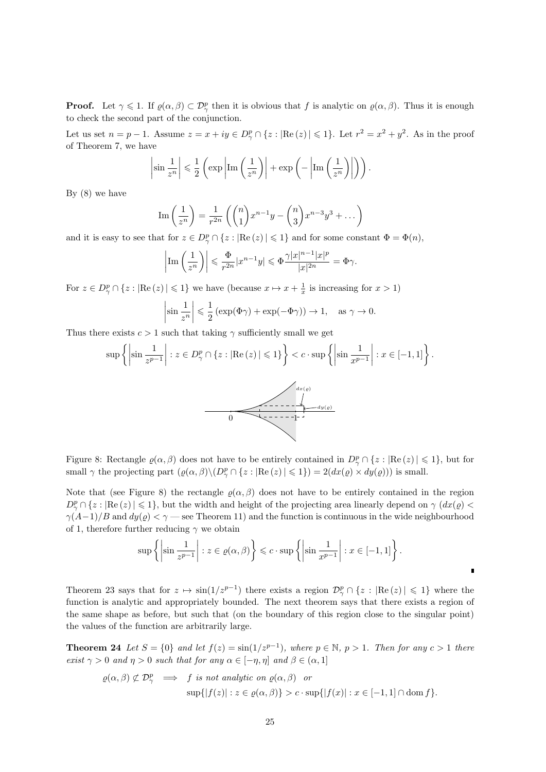**Proof.** Let $\gamma \leqslant 1$. If $\varrho(\alpha,\beta) \subset \mathcal{D}^p_\gamma$ then it is obvious that $f$ is analytic on $\varrho(\alpha,\beta)$. Thus it is enough to check the second part of the conjunction.

Let us set $n = p-1$. Assume $z = x+iy \in D^p_\gamma \cap \{z : |\mathrm{Re}\,(z)| \leqslant 1\}$. Let $r^2 = x^2+y^2$. As in the proof of Theorem 7, we have

$$\left|\sin\frac{1}{z^n}\right| \leqslant \frac{1}{2}\left(\exp\left|\mathrm{Im}\left(\frac{1}{z^n}\right)\right| + \exp\left(-\left|\mathrm{Im}\left(\frac{1}{z^n}\right)\right|\right)\right).$$

By (8) we have

$$\mathrm{Im}\left(\frac{1}{z^n}\right) = \frac{1}{r^{2n}}\left(\binom{n}{1}x^{n-1}y - \binom{n}{3}x^{n-3}y^3 + \dots\right)$$

and it is easy to see that for $z \in D^p_\gamma \cap \{z : |\mathrm{Re}\,(z)| \leqslant 1\}$ and for some constant $\Phi = \Phi(n)$,

$$\left|\mathrm{Im}\left(\frac{1}{z^n}\right)\right| \leqslant \frac{\Phi}{r^{2n}}|x^{n-1}y| \leqslant \Phi\frac{\gamma|x|^{n-1}|x|^p}{|x|^{2n}} = \Phi\gamma.$$

For $z \in D^p_\gamma \cap \{z : |\mathrm{Re}\,(z)| \leqslant 1\}$ we have (because $x \mapsto x + \frac{1}{x}$ is increasing for $x > 1$)

$$\left|\sin\frac{1}{z^n}\right| \leqslant \frac{1}{2}\left(\exp(\Phi\gamma) + \exp(-\Phi\gamma)\right) \to 1, \quad \text{as } \gamma \to 0.$$

Thus there exists $c > 1$ such that taking $\gamma$ sufficiently small we get

$$\sup\left\{\left|\sin\frac{1}{z^{p-1}}\right| : z \in D^p_\gamma \cap \{z : |\mathrm{Re}\,(z)| \leqslant 1\}\right\} < c \cdot \sup\left\{\left|\sin\frac{1}{x^{p-1}}\right| : x \in [-1,1]\right\}.$$

Figure 8: Rectangle $\varrho(\alpha,\beta)$ does not have to be entirely contained in $D^p_\gamma \cap \{z : |\mathrm{Re}\,(z)| \leqslant 1\}$, but for small $\gamma$ the projecting part $(\varrho(\alpha,\beta)\backslash(D^p_\gamma \cap \{z : |\mathrm{Re}\,(z)| \leqslant 1\}) = 2(dx(\varrho) \times dy(\varrho)))$ is small.

Note that (see Figure 8) the rectangle $\varrho(\alpha,\beta)$ does not have to be entirely contained in the region $D^p_\gamma \cap \{z : |\mathrm{Re}\,(z)| \leqslant 1\}$, but the width and height of the projecting area linearly depend on $\gamma$ ($dx(\varrho) < \gamma(A-1)/B$ and $dy(\varrho) < \gamma$ — see Theorem 11) and the function is continuous in the wide neighbourhood of 1, therefore further reducing $\gamma$ we obtain

$$\sup\left\{\left|\sin\frac{1}{z^{p-1}}\right| : z \in \varrho(\alpha,\beta)\right\} \leqslant c \cdot \sup\left\{\left|\sin\frac{1}{x^{p-1}}\right| : x \in [-1,1]\right\}.$$

∎

Theorem 23 says that for $z \mapsto \sin(1/z^{p-1})$ there exists a region $\mathcal{D}^p_\gamma \cap \{z : |\mathrm{Re}\,(z)| \leqslant 1\}$ where the function is analytic and appropriately bounded. The next theorem says that there exists a region of the same shape as before, but such that (on the boundary of this region close to the singular point) the values of the function are arbitrarily large.

**Theorem 24** *Let $S = \{0\}$ and let $f(z) = \sin(1/z^{p-1})$, where $p \in \mathbb{N}$, $p > 1$. Then for any $c > 1$ there exist $\gamma > 0$ and $\eta > 0$ such that for any $\alpha \in [-\eta,\eta]$ and $\beta \in (\alpha,1]$*

$$\begin{aligned} \varrho(\alpha,\beta) \not\subset \mathcal{D}^p_\gamma \quad \Longrightarrow \quad & f \text{ is not analytic on } \varrho(\alpha,\beta) \quad \text{or} \\ & \sup\{|f(z)| : z \in \varrho(\alpha,\beta)\} > c \cdot \sup\{|f(x)| : x \in [-1,1] \cap \mathrm{dom}\, f\}. \end{aligned}$$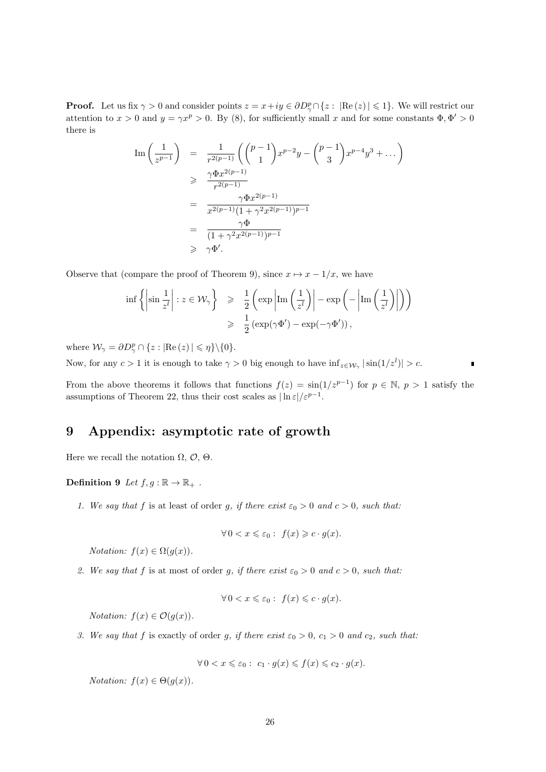**Proof.** Let us fix $\gamma > 0$ and consider points $z = x+iy \in \partial D^p_\gamma \cap \{z : |\mathrm{Re}\,(z)| \leqslant 1\}$. We will restrict our attention to $x > 0$ and $y = \gamma x^p > 0$. By (8), for sufficiently small $x$ and for some constants $\Phi, \Phi' > 0$ there is

$$
\begin{aligned}
\mathrm{Im}\left(\frac{1}{z^{p-1}}\right) &= \frac{1}{r^{2(p-1)}}\left(\binom{p-1}{1}x^{p-2}y - \binom{p-1}{3}x^{p-4}y^3 + \dots\right) \\
&\geqslant \frac{\gamma \Phi x^{2(p-1)}}{r^{2(p-1)}} \\
&= \frac{\gamma \Phi x^{2(p-1)}}{x^{2(p-1)}(1+\gamma^2 x^{2(p-1)})^{p-1}} \\
&= \frac{\gamma \Phi}{(1+\gamma^2 x^{2(p-1)})^{p-1}} \\
&\geqslant \gamma \Phi'.
\end{aligned}
$$

Observe that (compare the proof of Theorem 9), since $x \mapsto x - 1/x$, we have

$$
\begin{aligned}
\inf\left\{\left|\sin\frac{1}{z^l}\right| : z \in \mathcal{W}_\gamma\right\} &\geqslant \frac{1}{2}\left(\exp\left|\mathrm{Im}\left(\frac{1}{z^l}\right)\right| - \exp\left(-\left|\mathrm{Im}\left(\frac{1}{z^l}\right)\right|\right)\right) \\
&\geqslant \frac{1}{2}\left(\exp(\gamma\Phi') - \exp(-\gamma\Phi')\right),
\end{aligned}
$$

where $\mathcal{W}_\gamma = \partial D^p_\gamma \cap \{z : |\mathrm{Re}\,(z)| \leqslant \eta\} \backslash \{0\}$.

Now, for any $c > 1$ it is enough to take $\gamma > 0$ big enough to have $\inf_{z \in \mathcal{W}_\gamma} |\sin(1/z^l)| > c$. ∎

From the above theorems it follows that functions $f(z) = \sin(1/z^{p-1})$ for $p \in \mathbb{N}$, $p > 1$ satisfy the assumptions of Theorem 22, thus their cost scales as $|\ln \varepsilon|/\varepsilon^{p-1}$.

# 9 Appendix: asymptotic rate of growth

Here we recall the notation $\Omega$, $\mathcal{O}$, $\Theta$.

**Definition 9** *Let $f, g : \mathbb{R} \to \mathbb{R}_+$ .*

1. *We say that $f$ is at least of order $g$, if there exist $\varepsilon_0 > 0$ and $c > 0$, such that:*

$$\forall\, 0 < x \leqslant \varepsilon_0 : \ f(x) \geqslant c \cdot g(x).$$

   *Notation: $f(x) \in \Omega(g(x))$.*

2. *We say that $f$ is at most of order $g$, if there exist $\varepsilon_0 > 0$ and $c > 0$, such that:*

$$\forall\, 0 < x \leqslant \varepsilon_0 : \ f(x) \leqslant c \cdot g(x).$$

   *Notation: $f(x) \in \mathcal{O}(g(x))$.*

3. *We say that $f$ is exactly of order $g$, if there exist $\varepsilon_0 > 0$, $c_1 > 0$ and $c_2$, such that:*

$$\forall\, 0 < x \leqslant \varepsilon_0 : \ c_1 \cdot g(x) \leqslant f(x) \leqslant c_2 \cdot g(x).$$

   *Notation: $f(x) \in \Theta(g(x))$.*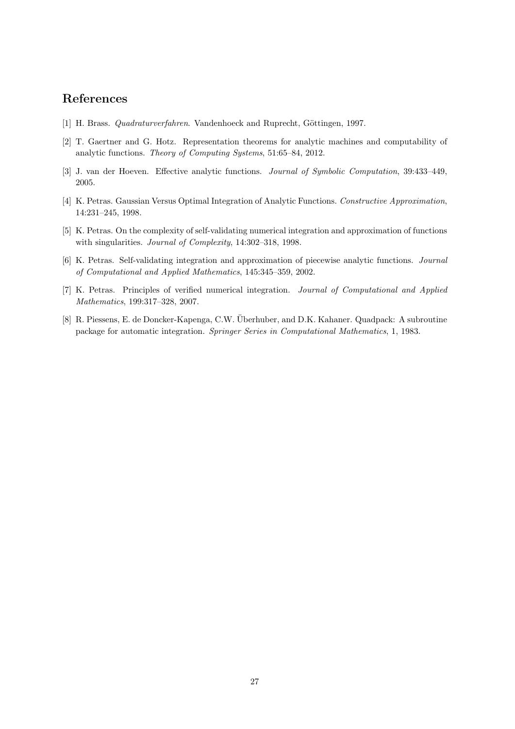## References

[1] H. Brass. *Quadraturverfahren*. Vandenhoeck and Ruprecht, Göttingen, 1997.

[2] T. Gaertner and G. Hotz. Representation theorems for analytic machines and computability of analytic functions. *Theory of Computing Systems*, 51:65–84, 2012.

[3] J. van der Hoeven. Effective analytic functions. *Journal of Symbolic Computation*, 39:433–449, 2005.

[4] K. Petras. Gaussian Versus Optimal Integration of Analytic Functions. *Constructive Approximation*, 14:231–245, 1998.

[5] K. Petras. On the complexity of self-validating numerical integration and approximation of functions with singularities. *Journal of Complexity*, 14:302–318, 1998.

[6] K. Petras. Self-validating integration and approximation of piecewise analytic functions. *Journal of Computational and Applied Mathematics*, 145:345–359, 2002.

[7] K. Petras. Principles of verified numerical integration. *Journal of Computational and Applied Mathematics*, 199:317–328, 2007.

[8] R. Piessens, E. de Doncker-Kapenga, C.W. Überhuber, and D.K. Kahaner. Quadpack: A subroutine package for automatic integration. *Springer Series in Computational Mathematics*, 1, 1983.